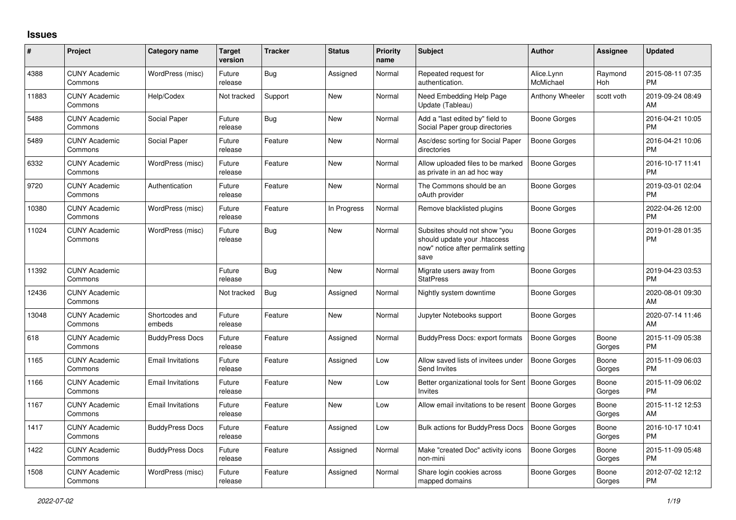## Issues

| # | Project | Category name | Target version | Tracker | Status | Priority name | Subject | Author | Assignee | Updated |
|---|---|---|---|---|---|---|---|---|---|---|
| 4388 | CUNY Academic Commons | WordPress (misc) | Future release | Bug | Assigned | Normal | Repeated request for authentication. | Alice.Lynn McMichael | Raymond Hoh | 2015-08-11 07:35 PM |
| 11883 | CUNY Academic Commons | Help/Codex | Not tracked | Support | New | Normal | Need Embedding Help Page Update (Tableau) | Anthony Wheeler | scott voth | 2019-09-24 08:49 AM |
| 5488 | CUNY Academic Commons | Social Paper | Future release | Bug | New | Normal | Add a "last edited by" field to Social Paper group directories | Boone Gorges | | 2016-04-21 10:05 PM |
| 5489 | CUNY Academic Commons | Social Paper | Future release | Feature | New | Normal | Asc/desc sorting for Social Paper directories | Boone Gorges | | 2016-04-21 10:06 PM |
| 6332 | CUNY Academic Commons | WordPress (misc) | Future release | Feature | New | Normal | Allow uploaded files to be marked as private in an ad hoc way | Boone Gorges | | 2016-10-17 11:41 PM |
| 9720 | CUNY Academic Commons | Authentication | Future release | Feature | New | Normal | The Commons should be an oAuth provider | Boone Gorges | | 2019-03-01 02:04 PM |
| 10380 | CUNY Academic Commons | WordPress (misc) | Future release | Feature | In Progress | Normal | Remove blacklisted plugins | Boone Gorges | | 2022-04-26 12:00 PM |
| 11024 | CUNY Academic Commons | WordPress (misc) | Future release | Bug | New | Normal | Subsites should not show "you should update your .htaccess now" notice after permalink setting save | Boone Gorges | | 2019-01-28 01:35 PM |
| 11392 | CUNY Academic Commons | | Future release | Bug | New | Normal | Migrate users away from StatPress | Boone Gorges | | 2019-04-23 03:53 PM |
| 12436 | CUNY Academic Commons | | Not tracked | Bug | Assigned | Normal | Nightly system downtime | Boone Gorges | | 2020-08-01 09:30 AM |
| 13048 | CUNY Academic Commons | Shortcodes and embeds | Future release | Feature | New | Normal | Jupyter Notebooks support | Boone Gorges | | 2020-07-14 11:46 AM |
| 618 | CUNY Academic Commons | BuddyPress Docs | Future release | Feature | Assigned | Normal | BuddyPress Docs: export formats | Boone Gorges | Boone Gorges | 2015-11-09 05:38 PM |
| 1165 | CUNY Academic Commons | Email Invitations | Future release | Feature | Assigned | Low | Allow saved lists of invitees under Send Invites | Boone Gorges | Boone Gorges | 2015-11-09 06:03 PM |
| 1166 | CUNY Academic Commons | Email Invitations | Future release | Feature | New | Low | Better organizational tools for Sent Invites | Boone Gorges | Boone Gorges | 2015-11-09 06:02 PM |
| 1167 | CUNY Academic Commons | Email Invitations | Future release | Feature | New | Low | Allow email invitations to be resent | Boone Gorges | Boone Gorges | 2015-11-12 12:53 AM |
| 1417 | CUNY Academic Commons | BuddyPress Docs | Future release | Feature | Assigned | Low | Bulk actions for BuddyPress Docs | Boone Gorges | Boone Gorges | 2016-10-17 10:41 PM |
| 1422 | CUNY Academic Commons | BuddyPress Docs | Future release | Feature | Assigned | Normal | Make "created Doc" activity icons non-mini | Boone Gorges | Boone Gorges | 2015-11-09 05:48 PM |
| 1508 | CUNY Academic Commons | WordPress (misc) | Future release | Feature | Assigned | Normal | Share login cookies across mapped domains | Boone Gorges | Boone Gorges | 2012-07-02 12:12 PM |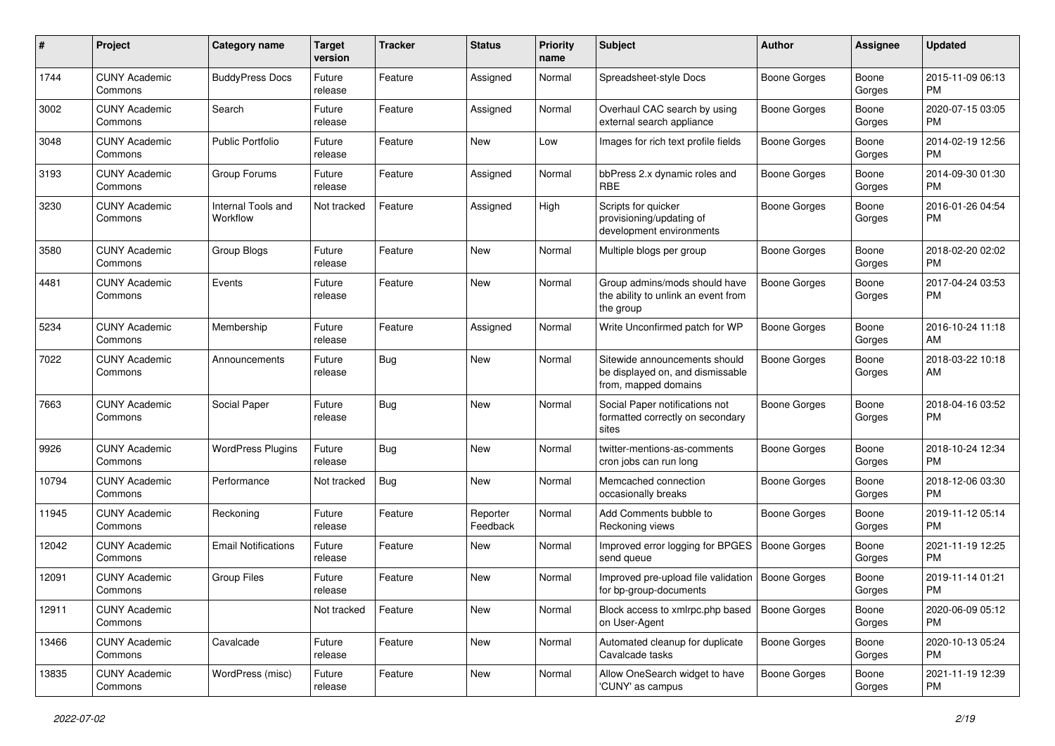| # | Project | Category name | Target version | Tracker | Status | Priority name | Subject | Author | Assignee | Updated |
|---|---|---|---|---|---|---|---|---|---|---|
| 1744 | CUNY Academic Commons | BuddyPress Docs | Future release | Feature | Assigned | Normal | Spreadsheet-style Docs | Boone Gorges | Boone Gorges | 2015-11-09 06:13 PM |
| 3002 | CUNY Academic Commons | Search | Future release | Feature | Assigned | Normal | Overhaul CAC search by using external search appliance | Boone Gorges | Boone Gorges | 2020-07-15 03:05 PM |
| 3048 | CUNY Academic Commons | Public Portfolio | Future release | Feature | New | Low | Images for rich text profile fields | Boone Gorges | Boone Gorges | 2014-02-19 12:56 PM |
| 3193 | CUNY Academic Commons | Group Forums | Future release | Feature | Assigned | Normal | bbPress 2.x dynamic roles and RBE | Boone Gorges | Boone Gorges | 2014-09-30 01:30 PM |
| 3230 | CUNY Academic Commons | Internal Tools and Workflow | Not tracked | Feature | Assigned | High | Scripts for quicker provisioning/updating of development environments | Boone Gorges | Boone Gorges | 2016-01-26 04:54 PM |
| 3580 | CUNY Academic Commons | Group Blogs | Future release | Feature | New | Normal | Multiple blogs per group | Boone Gorges | Boone Gorges | 2018-02-20 02:02 PM |
| 4481 | CUNY Academic Commons | Events | Future release | Feature | New | Normal | Group admins/mods should have the ability to unlink an event from the group | Boone Gorges | Boone Gorges | 2017-04-24 03:53 PM |
| 5234 | CUNY Academic Commons | Membership | Future release | Feature | Assigned | Normal | Write Unconfirmed patch for WP | Boone Gorges | Boone Gorges | 2016-10-24 11:18 AM |
| 7022 | CUNY Academic Commons | Announcements | Future release | Bug | New | Normal | Sitewide announcements should be displayed on, and dismissable from, mapped domains | Boone Gorges | Boone Gorges | 2018-03-22 10:18 AM |
| 7663 | CUNY Academic Commons | Social Paper | Future release | Bug | New | Normal | Social Paper notifications not formatted correctly on secondary sites | Boone Gorges | Boone Gorges | 2018-04-16 03:52 PM |
| 9926 | CUNY Academic Commons | WordPress Plugins | Future release | Bug | New | Normal | twitter-mentions-as-comments cron jobs can run long | Boone Gorges | Boone Gorges | 2018-10-24 12:34 PM |
| 10794 | CUNY Academic Commons | Performance | Not tracked | Bug | New | Normal | Memcached connection occasionally breaks | Boone Gorges | Boone Gorges | 2018-12-06 03:30 PM |
| 11945 | CUNY Academic Commons | Reckoning | Future release | Feature | Reporter Feedback | Normal | Add Comments bubble to Reckoning views | Boone Gorges | Boone Gorges | 2019-11-12 05:14 PM |
| 12042 | CUNY Academic Commons | Email Notifications | Future release | Feature | New | Normal | Improved error logging for BPGES send queue | Boone Gorges | Boone Gorges | 2021-11-19 12:25 PM |
| 12091 | CUNY Academic Commons | Group Files | Future release | Feature | New | Normal | Improved pre-upload file validation for bp-group-documents | Boone Gorges | Boone Gorges | 2019-11-14 01:21 PM |
| 12911 | CUNY Academic Commons | | Not tracked | Feature | New | Normal | Block access to xmlrpc.php based on User-Agent | Boone Gorges | Boone Gorges | 2020-06-09 05:12 PM |
| 13466 | CUNY Academic Commons | Cavalcade | Future release | Feature | New | Normal | Automated cleanup for duplicate Cavalcade tasks | Boone Gorges | Boone Gorges | 2020-10-13 05:24 PM |
| 13835 | CUNY Academic Commons | WordPress (misc) | Future release | Feature | New | Normal | Allow OneSearch widget to have 'CUNY' as campus | Boone Gorges | Boone Gorges | 2021-11-19 12:39 PM |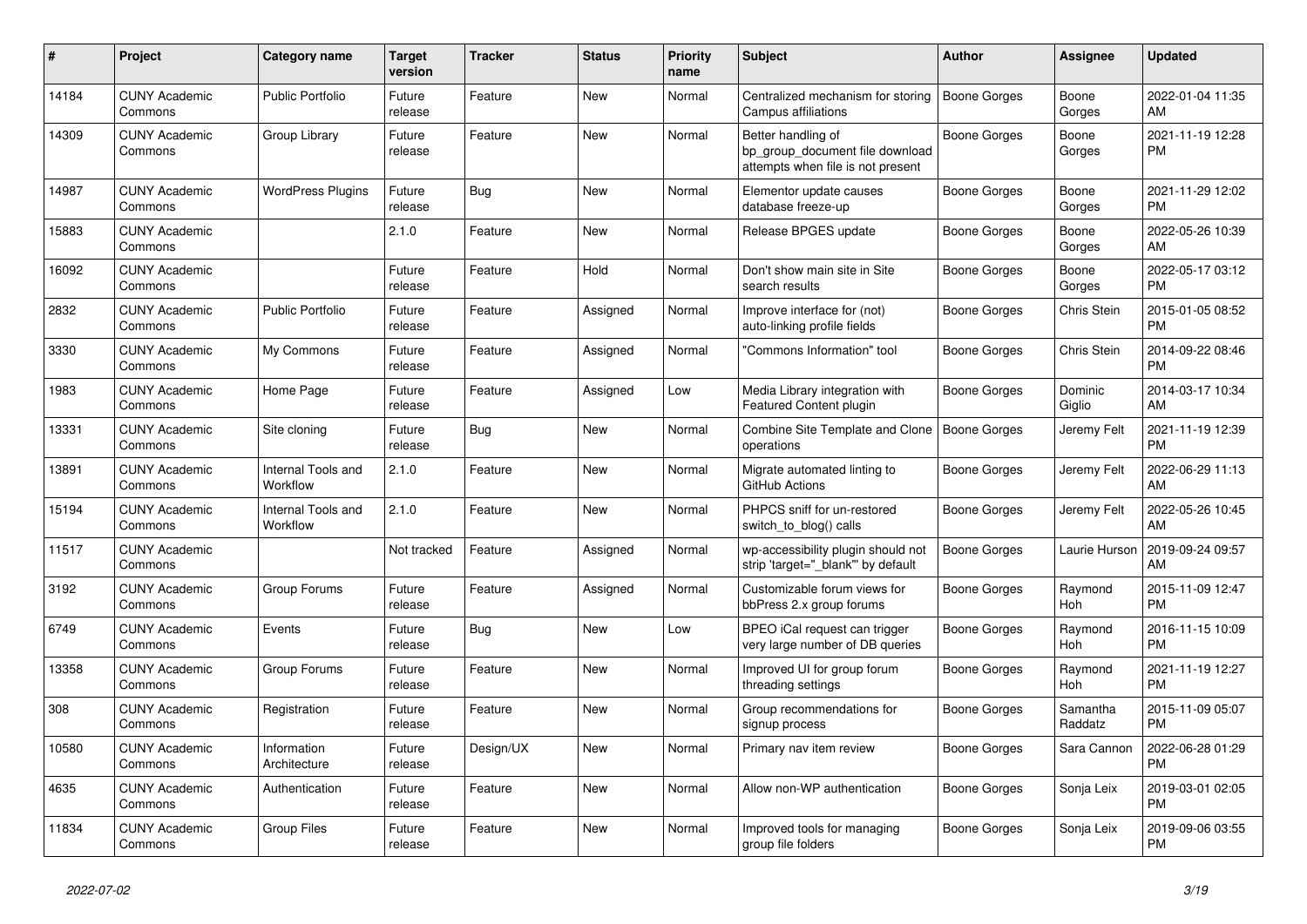| # | Project | Category name | Target version | Tracker | Status | Priority name | Subject | Author | Assignee | Updated |
|---|---|---|---|---|---|---|---|---|---|---|
| 14184 | CUNY Academic Commons | Public Portfolio | Future release | Feature | New | Normal | Centralized mechanism for storing Campus affiliations | Boone Gorges | Boone Gorges | 2022-01-04 11:35 AM |
| 14309 | CUNY Academic Commons | Group Library | Future release | Feature | New | Normal | Better handling of bp_group_document file download attempts when file is not present | Boone Gorges | Boone Gorges | 2021-11-19 12:28 PM |
| 14987 | CUNY Academic Commons | WordPress Plugins | Future release | Bug | New | Normal | Elementor update causes database freeze-up | Boone Gorges | Boone Gorges | 2021-11-29 12:02 PM |
| 15883 | CUNY Academic Commons | | 2.1.0 | Feature | New | Normal | Release BPGES update | Boone Gorges | Boone Gorges | 2022-05-26 10:39 AM |
| 16092 | CUNY Academic Commons | | Future release | Feature | Hold | Normal | Don't show main site in Site search results | Boone Gorges | Boone Gorges | 2022-05-17 03:12 PM |
| 2832 | CUNY Academic Commons | Public Portfolio | Future release | Feature | Assigned | Normal | Improve interface for (not) auto-linking profile fields | Boone Gorges | Chris Stein | 2015-01-05 08:52 PM |
| 3330 | CUNY Academic Commons | My Commons | Future release | Feature | Assigned | Normal | "Commons Information" tool | Boone Gorges | Chris Stein | 2014-09-22 08:46 PM |
| 1983 | CUNY Academic Commons | Home Page | Future release | Feature | Assigned | Low | Media Library integration with Featured Content plugin | Boone Gorges | Dominic Giglio | 2014-03-17 10:34 AM |
| 13331 | CUNY Academic Commons | Site cloning | Future release | Bug | New | Normal | Combine Site Template and Clone operations | Boone Gorges | Jeremy Felt | 2021-11-19 12:39 PM |
| 13891 | CUNY Academic Commons | Internal Tools and Workflow | 2.1.0 | Feature | New | Normal | Migrate automated linting to GitHub Actions | Boone Gorges | Jeremy Felt | 2022-06-29 11:13 AM |
| 15194 | CUNY Academic Commons | Internal Tools and Workflow | 2.1.0 | Feature | New | Normal | PHPCS sniff for un-restored switch_to_blog() calls | Boone Gorges | Jeremy Felt | 2022-05-26 10:45 AM |
| 11517 | CUNY Academic Commons | | Not tracked | Feature | Assigned | Normal | wp-accessibility plugin should not strip 'target="_blank"' by default | Boone Gorges | Laurie Hurson | 2019-09-24 09:57 AM |
| 3192 | CUNY Academic Commons | Group Forums | Future release | Feature | Assigned | Normal | Customizable forum views for bbPress 2.x group forums | Boone Gorges | Raymond Hoh | 2015-11-09 12:47 PM |
| 6749 | CUNY Academic Commons | Events | Future release | Bug | New | Low | BPEO iCal request can trigger very large number of DB queries | Boone Gorges | Raymond Hoh | 2016-11-15 10:09 PM |
| 13358 | CUNY Academic Commons | Group Forums | Future release | Feature | New | Normal | Improved UI for group forum threading settings | Boone Gorges | Raymond Hoh | 2021-11-19 12:27 PM |
| 308 | CUNY Academic Commons | Registration | Future release | Feature | New | Normal | Group recommendations for signup process | Boone Gorges | Samantha Raddatz | 2015-11-09 05:07 PM |
| 10580 | CUNY Academic Commons | Information Architecture | Future release | Design/UX | New | Normal | Primary nav item review | Boone Gorges | Sara Cannon | 2022-06-28 01:29 PM |
| 4635 | CUNY Academic Commons | Authentication | Future release | Feature | New | Normal | Allow non-WP authentication | Boone Gorges | Sonja Leix | 2019-03-01 02:05 PM |
| 11834 | CUNY Academic Commons | Group Files | Future release | Feature | New | Normal | Improved tools for managing group file folders | Boone Gorges | Sonja Leix | 2019-09-06 03:55 PM |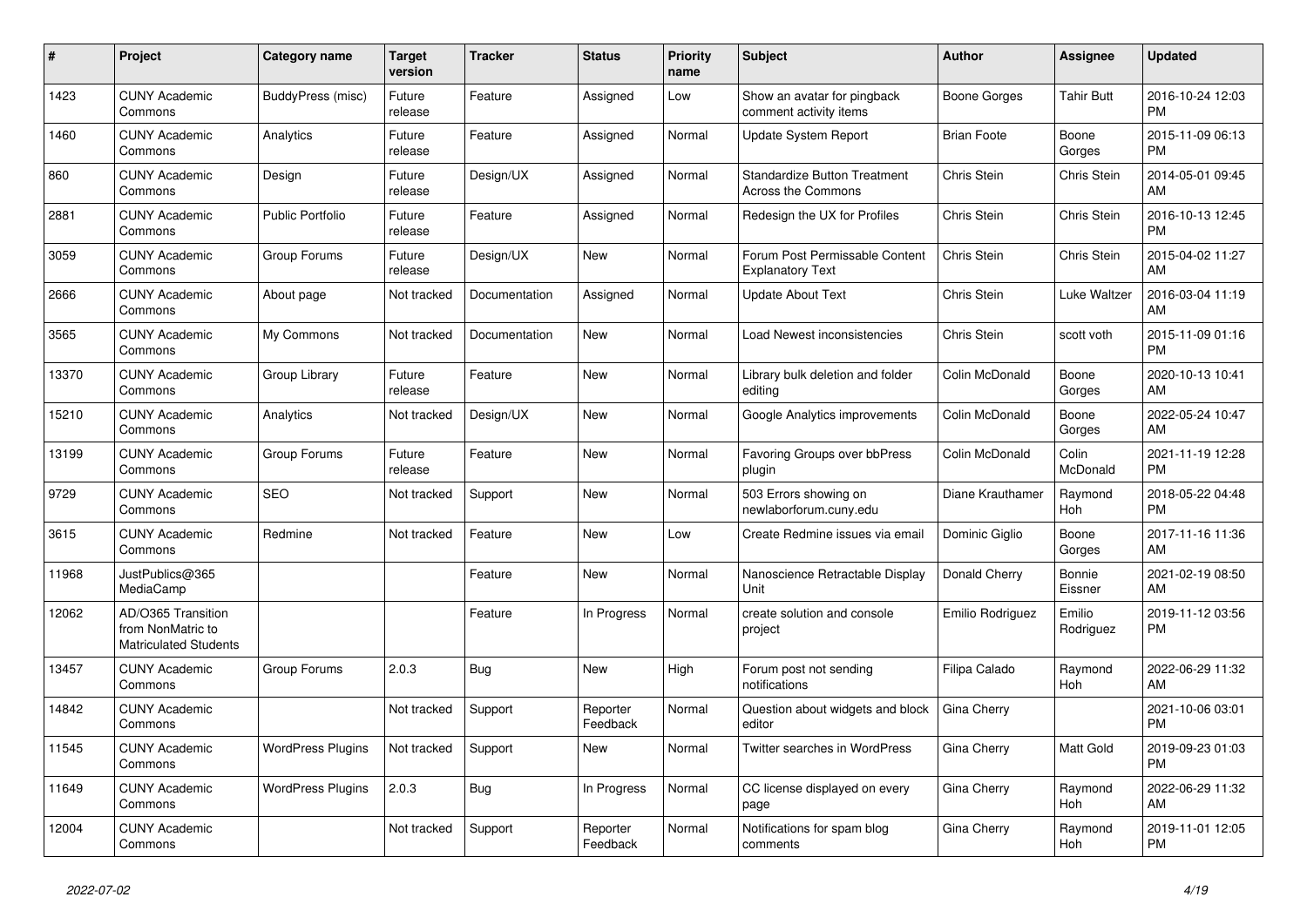| # | Project | Category name | Target version | Tracker | Status | Priority name | Subject | Author | Assignee | Updated |
|---|---|---|---|---|---|---|---|---|---|---|
| 1423 | CUNY Academic Commons | BuddyPress (misc) | Future release | Feature | Assigned | Low | Show an avatar for pingback comment activity items | Boone Gorges | Tahir Butt | 2016-10-24 12:03 PM |
| 1460 | CUNY Academic Commons | Analytics | Future release | Feature | Assigned | Normal | Update System Report | Brian Foote | Boone Gorges | 2015-11-09 06:13 PM |
| 860 | CUNY Academic Commons | Design | Future release | Design/UX | Assigned | Normal | Standardize Button Treatment Across the Commons | Chris Stein | Chris Stein | 2014-05-01 09:45 AM |
| 2881 | CUNY Academic Commons | Public Portfolio | Future release | Feature | Assigned | Normal | Redesign the UX for Profiles | Chris Stein | Chris Stein | 2016-10-13 12:45 PM |
| 3059 | CUNY Academic Commons | Group Forums | Future release | Design/UX | New | Normal | Forum Post Permissable Content Explanatory Text | Chris Stein | Chris Stein | 2015-04-02 11:27 AM |
| 2666 | CUNY Academic Commons | About page | Not tracked | Documentation | Assigned | Normal | Update About Text | Chris Stein | Luke Waltzer | 2016-03-04 11:19 AM |
| 3565 | CUNY Academic Commons | My Commons | Not tracked | Documentation | New | Normal | Load Newest inconsistencies | Chris Stein | scott voth | 2015-11-09 01:16 PM |
| 13370 | CUNY Academic Commons | Group Library | Future release | Feature | New | Normal | Library bulk deletion and folder editing | Colin McDonald | Boone Gorges | 2020-10-13 10:41 AM |
| 15210 | CUNY Academic Commons | Analytics | Not tracked | Design/UX | New | Normal | Google Analytics improvements | Colin McDonald | Boone Gorges | 2022-05-24 10:47 AM |
| 13199 | CUNY Academic Commons | Group Forums | Future release | Feature | New | Normal | Favoring Groups over bbPress plugin | Colin McDonald | Colin McDonald | 2021-11-19 12:28 PM |
| 9729 | CUNY Academic Commons | SEO | Not tracked | Support | New | Normal | 503 Errors showing on newlaborforum.cuny.edu | Diane Krauthamer | Raymond Hoh | 2018-05-22 04:48 PM |
| 3615 | CUNY Academic Commons | Redmine | Not tracked | Feature | New | Low | Create Redmine issues via email | Dominic Giglio | Boone Gorges | 2017-11-16 11:36 AM |
| 11968 | JustPublics@365 MediaCamp | | | Feature | New | Normal | Nanoscience Retractable Display Unit | Donald Cherry | Bonnie Eissner | 2021-02-19 08:50 AM |
| 12062 | AD/O365 Transition from NonMatric to Matriculated Students | | | Feature | In Progress | Normal | create solution and console project | Emilio Rodriguez | Emilio Rodriguez | 2019-11-12 03:56 PM |
| 13457 | CUNY Academic Commons | Group Forums | 2.0.3 | Bug | New | High | Forum post not sending notifications | Filipa Calado | Raymond Hoh | 2022-06-29 11:32 AM |
| 14842 | CUNY Academic Commons | | Not tracked | Support | Reporter Feedback | Normal | Question about widgets and block editor | Gina Cherry | | 2021-10-06 03:01 PM |
| 11545 | CUNY Academic Commons | WordPress Plugins | Not tracked | Support | New | Normal | Twitter searches in WordPress | Gina Cherry | Matt Gold | 2019-09-23 01:03 PM |
| 11649 | CUNY Academic Commons | WordPress Plugins | 2.0.3 | Bug | In Progress | Normal | CC license displayed on every page | Gina Cherry | Raymond Hoh | 2022-06-29 11:32 AM |
| 12004 | CUNY Academic Commons | | Not tracked | Support | Reporter Feedback | Normal | Notifications for spam blog comments | Gina Cherry | Raymond Hoh | 2019-11-01 12:05 PM |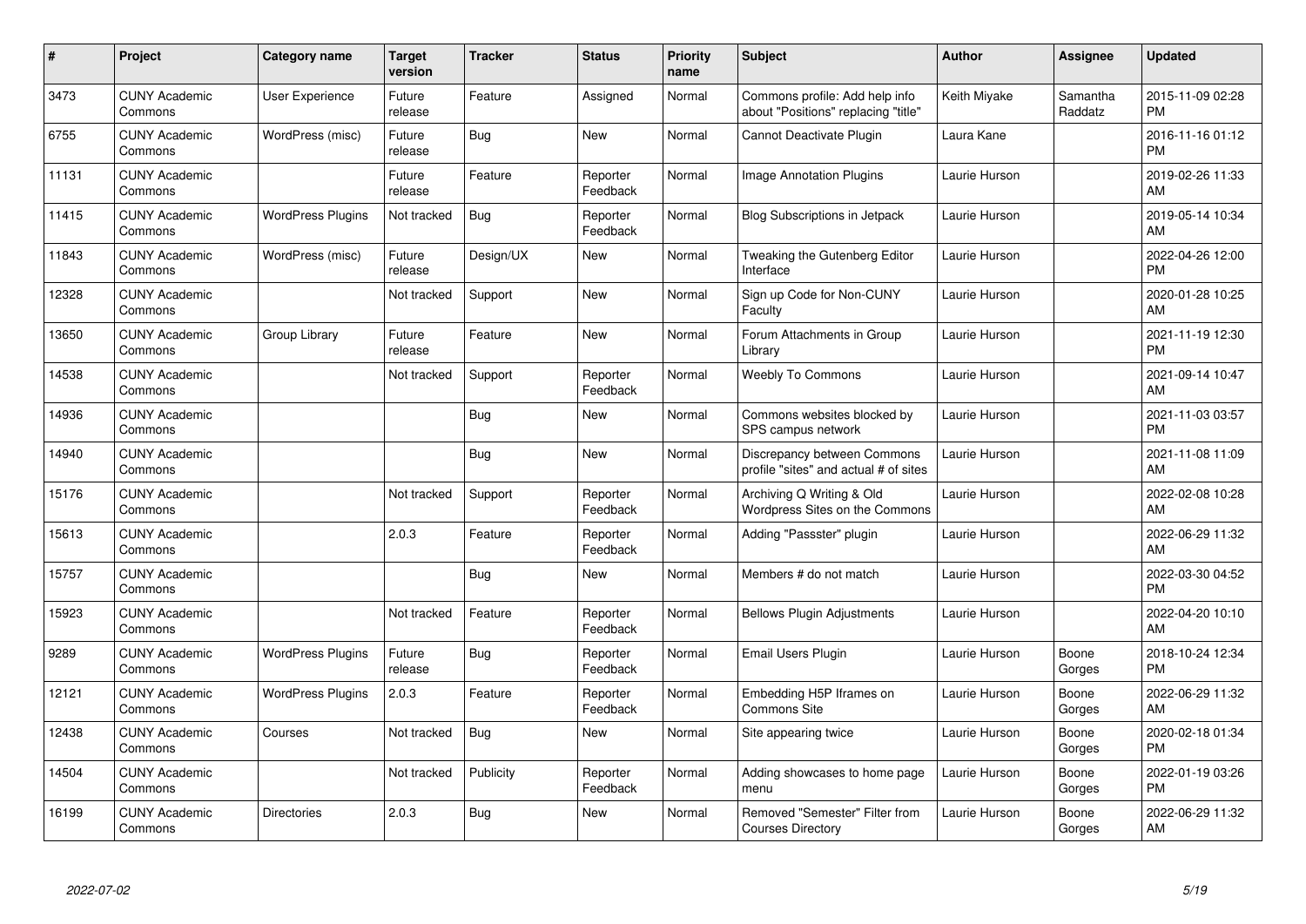| # | Project | Category name | Target version | Tracker | Status | Priority name | Subject | Author | Assignee | Updated |
|---|---|---|---|---|---|---|---|---|---|---|
| 3473 | CUNY Academic Commons | User Experience | Future release | Feature | Assigned | Normal | Commons profile: Add help info about "Positions" replacing "title" | Keith Miyake | Samantha Raddatz | 2015-11-09 02:28 PM |
| 6755 | CUNY Academic Commons | WordPress (misc) | Future release | Bug | New | Normal | Cannot Deactivate Plugin | Laura Kane | | 2016-11-16 01:12 PM |
| 11131 | CUNY Academic Commons | | Future release | Feature | Reporter Feedback | Normal | Image Annotation Plugins | Laurie Hurson | | 2019-02-26 11:33 AM |
| 11415 | CUNY Academic Commons | WordPress Plugins | Not tracked | Bug | Reporter Feedback | Normal | Blog Subscriptions in Jetpack | Laurie Hurson | | 2019-05-14 10:34 AM |
| 11843 | CUNY Academic Commons | WordPress (misc) | Future release | Design/UX | New | Normal | Tweaking the Gutenberg Editor Interface | Laurie Hurson | | 2022-04-26 12:00 PM |
| 12328 | CUNY Academic Commons | | Not tracked | Support | New | Normal | Sign up Code for Non-CUNY Faculty | Laurie Hurson | | 2020-01-28 10:25 AM |
| 13650 | CUNY Academic Commons | Group Library | Future release | Feature | New | Normal | Forum Attachments in Group Library | Laurie Hurson | | 2021-11-19 12:30 PM |
| 14538 | CUNY Academic Commons | | Not tracked | Support | Reporter Feedback | Normal | Weebly To Commons | Laurie Hurson | | 2021-09-14 10:47 AM |
| 14936 | CUNY Academic Commons | | | Bug | New | Normal | Commons websites blocked by SPS campus network | Laurie Hurson | | 2021-11-03 03:57 PM |
| 14940 | CUNY Academic Commons | | | Bug | New | Normal | Discrepancy between Commons profile "sites" and actual # of sites | Laurie Hurson | | 2021-11-08 11:09 AM |
| 15176 | CUNY Academic Commons | | Not tracked | Support | Reporter Feedback | Normal | Archiving Q Writing & Old Wordpress Sites on the Commons | Laurie Hurson | | 2022-02-08 10:28 AM |
| 15613 | CUNY Academic Commons | | 2.0.3 | Feature | Reporter Feedback | Normal | Adding "Passster" plugin | Laurie Hurson | | 2022-06-29 11:32 AM |
| 15757 | CUNY Academic Commons | | | Bug | New | Normal | Members # do not match | Laurie Hurson | | 2022-03-30 04:52 PM |
| 15923 | CUNY Academic Commons | | Not tracked | Feature | Reporter Feedback | Normal | Bellows Plugin Adjustments | Laurie Hurson | | 2022-04-20 10:10 AM |
| 9289 | CUNY Academic Commons | WordPress Plugins | Future release | Bug | Reporter Feedback | Normal | Email Users Plugin | Laurie Hurson | Boone Gorges | 2018-10-24 12:34 PM |
| 12121 | CUNY Academic Commons | WordPress Plugins | 2.0.3 | Feature | Reporter Feedback | Normal | Embedding H5P Iframes on Commons Site | Laurie Hurson | Boone Gorges | 2022-06-29 11:32 AM |
| 12438 | CUNY Academic Commons | Courses | Not tracked | Bug | New | Normal | Site appearing twice | Laurie Hurson | Boone Gorges | 2020-02-18 01:34 PM |
| 14504 | CUNY Academic Commons | | Not tracked | Publicity | Reporter Feedback | Normal | Adding showcases to home page menu | Laurie Hurson | Boone Gorges | 2022-01-19 03:26 PM |
| 16199 | CUNY Academic Commons | Directories | 2.0.3 | Bug | New | Normal | Removed "Semester" Filter from Courses Directory | Laurie Hurson | Boone Gorges | 2022-06-29 11:32 AM |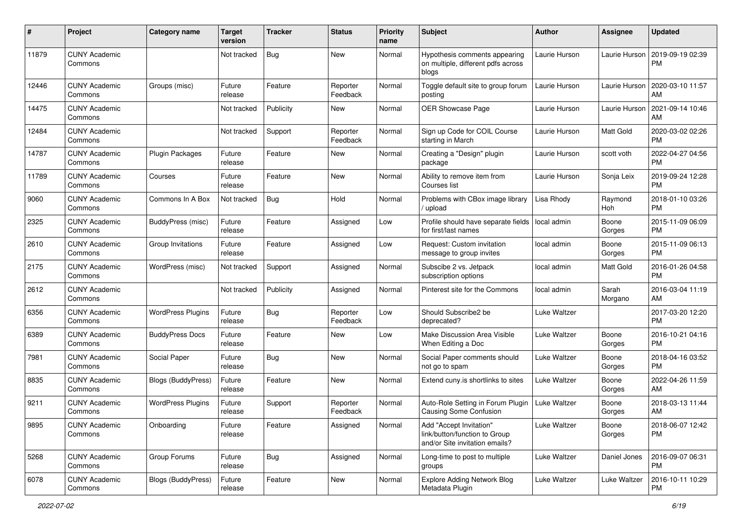| # | Project | Category name | Target version | Tracker | Status | Priority name | Subject | Author | Assignee | Updated |
|---|---|---|---|---|---|---|---|---|---|---|
| 11879 | CUNY Academic Commons | | Not tracked | Bug | New | Normal | Hypothesis comments appearing on multiple, different pdfs across blogs | Laurie Hurson | Laurie Hurson | 2019-09-19 02:39 PM |
| 12446 | CUNY Academic Commons | Groups (misc) | Future release | Feature | Reporter Feedback | Normal | Toggle default site to group forum posting | Laurie Hurson | Laurie Hurson | 2020-03-10 11:57 AM |
| 14475 | CUNY Academic Commons | | Not tracked | Publicity | New | Normal | OER Showcase Page | Laurie Hurson | Laurie Hurson | 2021-09-14 10:46 AM |
| 12484 | CUNY Academic Commons | | Not tracked | Support | Reporter Feedback | Normal | Sign up Code for COIL Course starting in March | Laurie Hurson | Matt Gold | 2020-03-02 02:26 PM |
| 14787 | CUNY Academic Commons | Plugin Packages | Future release | Feature | New | Normal | Creating a "Design" plugin package | Laurie Hurson | scott voth | 2022-04-27 04:56 PM |
| 11789 | CUNY Academic Commons | Courses | Future release | Feature | New | Normal | Ability to remove item from Courses list | Laurie Hurson | Sonja Leix | 2019-09-24 12:28 PM |
| 9060 | CUNY Academic Commons | Commons In A Box | Not tracked | Bug | Hold | Normal | Problems with CBox image library / upload | Lisa Rhody | Raymond Hoh | 2018-01-10 03:26 PM |
| 2325 | CUNY Academic Commons | BuddyPress (misc) | Future release | Feature | Assigned | Low | Profile should have separate fields for first/last names | local admin | Boone Gorges | 2015-11-09 06:09 PM |
| 2610 | CUNY Academic Commons | Group Invitations | Future release | Feature | Assigned | Low | Request: Custom invitation message to group invites | local admin | Boone Gorges | 2015-11-09 06:13 PM |
| 2175 | CUNY Academic Commons | WordPress (misc) | Not tracked | Support | Assigned | Normal | Subscibe 2 vs. Jetpack subscription options | local admin | Matt Gold | 2016-01-26 04:58 PM |
| 2612 | CUNY Academic Commons | | Not tracked | Publicity | Assigned | Normal | Pinterest site for the Commons | local admin | Sarah Morgano | 2016-03-04 11:19 AM |
| 6356 | CUNY Academic Commons | WordPress Plugins | Future release | Bug | Reporter Feedback | Low | Should Subscribe2 be deprecated? | Luke Waltzer | | 2017-03-20 12:20 PM |
| 6389 | CUNY Academic Commons | BuddyPress Docs | Future release | Feature | New | Low | Make Discussion Area Visible When Editing a Doc | Luke Waltzer | Boone Gorges | 2016-10-21 04:16 PM |
| 7981 | CUNY Academic Commons | Social Paper | Future release | Bug | New | Normal | Social Paper comments should not go to spam | Luke Waltzer | Boone Gorges | 2018-04-16 03:52 PM |
| 8835 | CUNY Academic Commons | Blogs (BuddyPress) | Future release | Feature | New | Normal | Extend cuny.is shortlinks to sites | Luke Waltzer | Boone Gorges | 2022-04-26 11:59 AM |
| 9211 | CUNY Academic Commons | WordPress Plugins | Future release | Support | Reporter Feedback | Normal | Auto-Role Setting in Forum Plugin Causing Some Confusion | Luke Waltzer | Boone Gorges | 2018-03-13 11:44 AM |
| 9895 | CUNY Academic Commons | Onboarding | Future release | Feature | Assigned | Normal | Add "Accept Invitation" link/button/function to Group and/or Site invitation emails? | Luke Waltzer | Boone Gorges | 2018-06-07 12:42 PM |
| 5268 | CUNY Academic Commons | Group Forums | Future release | Bug | Assigned | Normal | Long-time to post to multiple groups | Luke Waltzer | Daniel Jones | 2016-09-07 06:31 PM |
| 6078 | CUNY Academic Commons | Blogs (BuddyPress) | Future release | Feature | New | Normal | Explore Adding Network Blog Metadata Plugin | Luke Waltzer | Luke Waltzer | 2016-10-11 10:29 PM |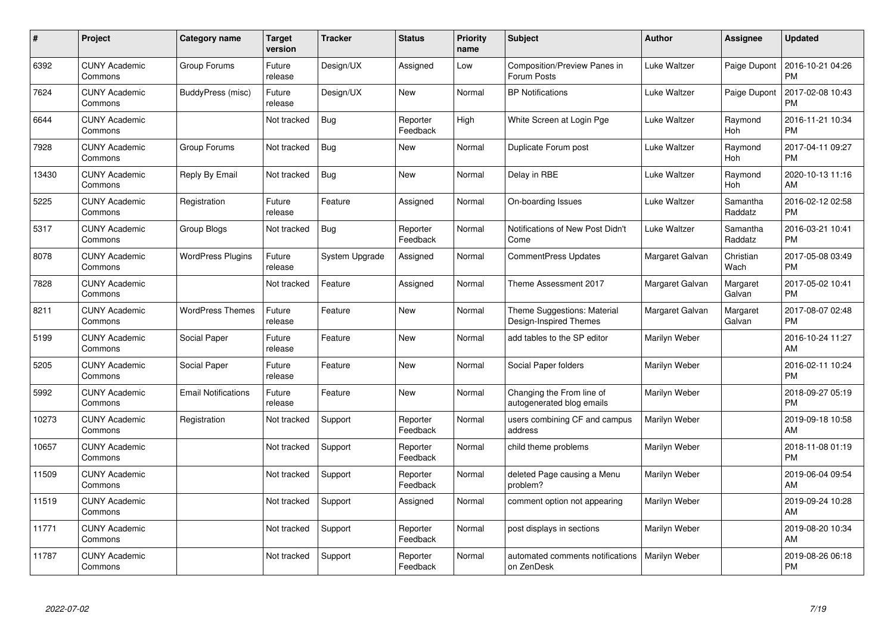| # | Project | Category name | Target version | Tracker | Status | Priority name | Subject | Author | Assignee | Updated |
|---|---|---|---|---|---|---|---|---|---|---|
| 6392 | CUNY Academic Commons | Group Forums | Future release | Design/UX | Assigned | Low | Composition/Preview Panes in Forum Posts | Luke Waltzer | Paige Dupont | 2016-10-21 04:26 PM |
| 7624 | CUNY Academic Commons | BuddyPress (misc) | Future release | Design/UX | New | Normal | BP Notifications | Luke Waltzer | Paige Dupont | 2017-02-08 10:43 PM |
| 6644 | CUNY Academic Commons | | Not tracked | Bug | Reporter Feedback | High | White Screen at Login Pge | Luke Waltzer | Raymond Hoh | 2016-11-21 10:34 PM |
| 7928 | CUNY Academic Commons | Group Forums | Not tracked | Bug | New | Normal | Duplicate Forum post | Luke Waltzer | Raymond Hoh | 2017-04-11 09:27 PM |
| 13430 | CUNY Academic Commons | Reply By Email | Not tracked | Bug | New | Normal | Delay in RBE | Luke Waltzer | Raymond Hoh | 2020-10-13 11:16 AM |
| 5225 | CUNY Academic Commons | Registration | Future release | Feature | Assigned | Normal | On-boarding Issues | Luke Waltzer | Samantha Raddatz | 2016-02-12 02:58 PM |
| 5317 | CUNY Academic Commons | Group Blogs | Not tracked | Bug | Reporter Feedback | Normal | Notifications of New Post Didn't Come | Luke Waltzer | Samantha Raddatz | 2016-03-21 10:41 PM |
| 8078 | CUNY Academic Commons | WordPress Plugins | Future release | System Upgrade | Assigned | Normal | CommentPress Updates | Margaret Galvan | Christian Wach | 2017-05-08 03:49 PM |
| 7828 | CUNY Academic Commons | | Not tracked | Feature | Assigned | Normal | Theme Assessment 2017 | Margaret Galvan | Margaret Galvan | 2017-05-02 10:41 PM |
| 8211 | CUNY Academic Commons | WordPress Themes | Future release | Feature | New | Normal | Theme Suggestions: Material Design-Inspired Themes | Margaret Galvan | Margaret Galvan | 2017-08-07 02:48 PM |
| 5199 | CUNY Academic Commons | Social Paper | Future release | Feature | New | Normal | add tables to the SP editor | Marilyn Weber | | 2016-10-24 11:27 AM |
| 5205 | CUNY Academic Commons | Social Paper | Future release | Feature | New | Normal | Social Paper folders | Marilyn Weber | | 2016-02-11 10:24 PM |
| 5992 | CUNY Academic Commons | Email Notifications | Future release | Feature | New | Normal | Changing the From line of autogenerated blog emails | Marilyn Weber | | 2018-09-27 05:19 PM |
| 10273 | CUNY Academic Commons | Registration | Not tracked | Support | Reporter Feedback | Normal | users combining CF and campus address | Marilyn Weber | | 2019-09-18 10:58 AM |
| 10657 | CUNY Academic Commons | | Not tracked | Support | Reporter Feedback | Normal | child theme problems | Marilyn Weber | | 2018-11-08 01:19 PM |
| 11509 | CUNY Academic Commons | | Not tracked | Support | Reporter Feedback | Normal | deleted Page causing a Menu problem? | Marilyn Weber | | 2019-06-04 09:54 AM |
| 11519 | CUNY Academic Commons | | Not tracked | Support | Assigned | Normal | comment option not appearing | Marilyn Weber | | 2019-09-24 10:28 AM |
| 11771 | CUNY Academic Commons | | Not tracked | Support | Reporter Feedback | Normal | post displays in sections | Marilyn Weber | | 2019-08-20 10:34 AM |
| 11787 | CUNY Academic Commons | | Not tracked | Support | Reporter Feedback | Normal | automated comments notifications on ZenDesk | Marilyn Weber | | 2019-08-26 06:18 PM |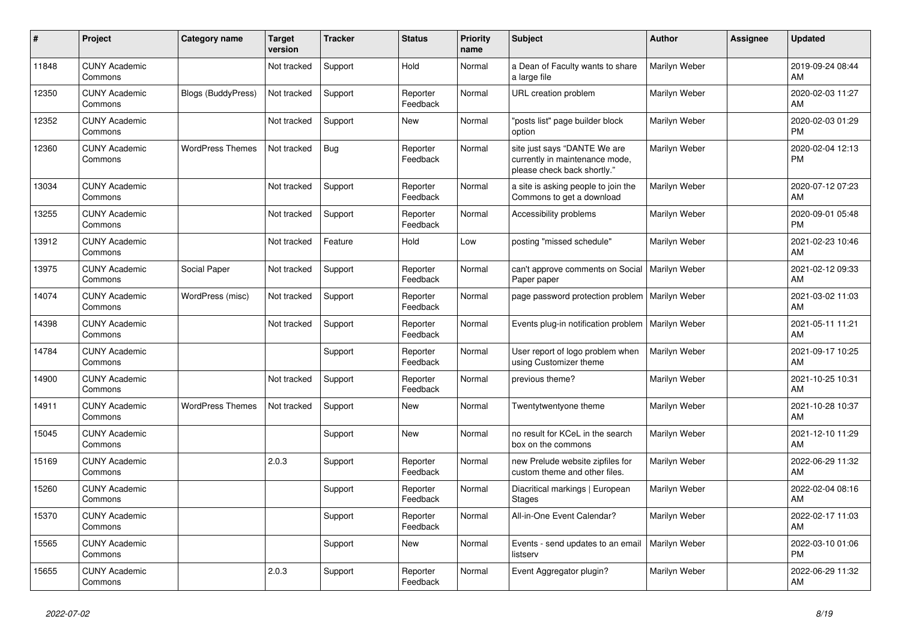| # | Project | Category name | Target version | Tracker | Status | Priority name | Subject | Author | Assignee | Updated |
|---|---|---|---|---|---|---|---|---|---|---|
| 11848 | CUNY Academic Commons | | Not tracked | Support | Hold | Normal | a Dean of Faculty wants to share a large file | Marilyn Weber | | 2019-09-24 08:44 AM |
| 12350 | CUNY Academic Commons | Blogs (BuddyPress) | Not tracked | Support | Reporter Feedback | Normal | URL creation problem | Marilyn Weber | | 2020-02-03 11:27 AM |
| 12352 | CUNY Academic Commons | | Not tracked | Support | New | Normal | "posts list" page builder block option | Marilyn Weber | | 2020-02-03 01:29 PM |
| 12360 | CUNY Academic Commons | WordPress Themes | Not tracked | Bug | Reporter Feedback | Normal | site just says "DANTE We are currently in maintenance mode, please check back shortly." | Marilyn Weber | | 2020-02-04 12:13 PM |
| 13034 | CUNY Academic Commons | | Not tracked | Support | Reporter Feedback | Normal | a site is asking people to join the Commons to get a download | Marilyn Weber | | 2020-07-12 07:23 AM |
| 13255 | CUNY Academic Commons | | Not tracked | Support | Reporter Feedback | Normal | Accessibility problems | Marilyn Weber | | 2020-09-01 05:48 PM |
| 13912 | CUNY Academic Commons | | Not tracked | Feature | Hold | Low | posting "missed schedule" | Marilyn Weber | | 2021-02-23 10:46 AM |
| 13975 | CUNY Academic Commons | Social Paper | Not tracked | Support | Reporter Feedback | Normal | can't approve comments on Social Paper paper | Marilyn Weber | | 2021-02-12 09:33 AM |
| 14074 | CUNY Academic Commons | WordPress (misc) | Not tracked | Support | Reporter Feedback | Normal | page password protection problem | Marilyn Weber | | 2021-03-02 11:03 AM |
| 14398 | CUNY Academic Commons | | Not tracked | Support | Reporter Feedback | Normal | Events plug-in notification problem | Marilyn Weber | | 2021-05-11 11:21 AM |
| 14784 | CUNY Academic Commons | | | Support | Reporter Feedback | Normal | User report of logo problem when using Customizer theme | Marilyn Weber | | 2021-09-17 10:25 AM |
| 14900 | CUNY Academic Commons | | Not tracked | Support | Reporter Feedback | Normal | previous theme? | Marilyn Weber | | 2021-10-25 10:31 AM |
| 14911 | CUNY Academic Commons | WordPress Themes | Not tracked | Support | New | Normal | Twentytwentyone theme | Marilyn Weber | | 2021-10-28 10:37 AM |
| 15045 | CUNY Academic Commons | | | Support | New | Normal | no result for KCeL in the search box on the commons | Marilyn Weber | | 2021-12-10 11:29 AM |
| 15169 | CUNY Academic Commons | | 2.0.3 | Support | Reporter Feedback | Normal | new Prelude website zipfiles for custom theme and other files. | Marilyn Weber | | 2022-06-29 11:32 AM |
| 15260 | CUNY Academic Commons | | | Support | Reporter Feedback | Normal | Diacritical markings \| European Stages | Marilyn Weber | | 2022-02-04 08:16 AM |
| 15370 | CUNY Academic Commons | | | Support | Reporter Feedback | Normal | All-in-One Event Calendar? | Marilyn Weber | | 2022-02-17 11:03 AM |
| 15565 | CUNY Academic Commons | | | Support | New | Normal | Events - send updates to an email listserv | Marilyn Weber | | 2022-03-10 01:06 PM |
| 15655 | CUNY Academic Commons | | 2.0.3 | Support | Reporter Feedback | Normal | Event Aggregator plugin? | Marilyn Weber | | 2022-06-29 11:32 AM |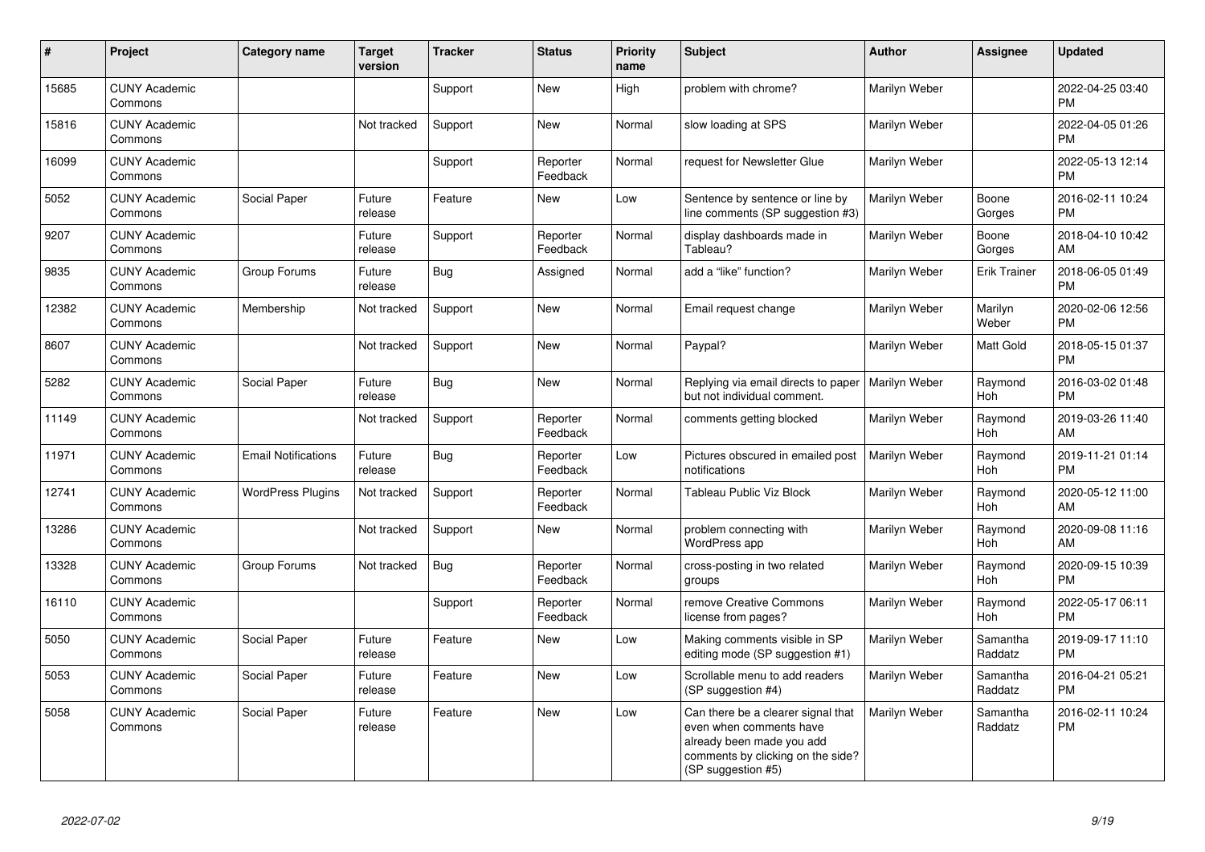| # | Project | Category name | Target version | Tracker | Status | Priority name | Subject | Author | Assignee | Updated |
|---|---|---|---|---|---|---|---|---|---|---|
| 15685 | CUNY Academic Commons | | | Support | New | High | problem with chrome? | Marilyn Weber | | 2022-04-25 03:40 PM |
| 15816 | CUNY Academic Commons | | Not tracked | Support | New | Normal | slow loading at SPS | Marilyn Weber | | 2022-04-05 01:26 PM |
| 16099 | CUNY Academic Commons | | | Support | Reporter Feedback | Normal | request for Newsletter Glue | Marilyn Weber | | 2022-05-13 12:14 PM |
| 5052 | CUNY Academic Commons | Social Paper | Future release | Feature | New | Low | Sentence by sentence or line by line comments (SP suggestion #3) | Marilyn Weber | Boone Gorges | 2016-02-11 10:24 PM |
| 9207 | CUNY Academic Commons | | Future release | Support | Reporter Feedback | Normal | display dashboards made in Tableau? | Marilyn Weber | Boone Gorges | 2018-04-10 10:42 AM |
| 9835 | CUNY Academic Commons | Group Forums | Future release | Bug | Assigned | Normal | add a "like" function? | Marilyn Weber | Erik Trainer | 2018-06-05 01:49 PM |
| 12382 | CUNY Academic Commons | Membership | Not tracked | Support | New | Normal | Email request change | Marilyn Weber | Marilyn Weber | 2020-02-06 12:56 PM |
| 8607 | CUNY Academic Commons | | Not tracked | Support | New | Normal | Paypal? | Marilyn Weber | Matt Gold | 2018-05-15 01:37 PM |
| 5282 | CUNY Academic Commons | Social Paper | Future release | Bug | New | Normal | Replying via email directs to paper but not individual comment. | Marilyn Weber | Raymond Hoh | 2016-03-02 01:48 PM |
| 11149 | CUNY Academic Commons | | Not tracked | Support | Reporter Feedback | Normal | comments getting blocked | Marilyn Weber | Raymond Hoh | 2019-03-26 11:40 AM |
| 11971 | CUNY Academic Commons | Email Notifications | Future release | Bug | Reporter Feedback | Low | Pictures obscured in emailed post notifications | Marilyn Weber | Raymond Hoh | 2019-11-21 01:14 PM |
| 12741 | CUNY Academic Commons | WordPress Plugins | Not tracked | Support | Reporter Feedback | Normal | Tableau Public Viz Block | Marilyn Weber | Raymond Hoh | 2020-05-12 11:00 AM |
| 13286 | CUNY Academic Commons | | Not tracked | Support | New | Normal | problem connecting with WordPress app | Marilyn Weber | Raymond Hoh | 2020-09-08 11:16 AM |
| 13328 | CUNY Academic Commons | Group Forums | Not tracked | Bug | Reporter Feedback | Normal | cross-posting in two related groups | Marilyn Weber | Raymond Hoh | 2020-09-15 10:39 PM |
| 16110 | CUNY Academic Commons | | | Support | Reporter Feedback | Normal | remove Creative Commons license from pages? | Marilyn Weber | Raymond Hoh | 2022-05-17 06:11 PM |
| 5050 | CUNY Academic Commons | Social Paper | Future release | Feature | New | Low | Making comments visible in SP editing mode (SP suggestion #1) | Marilyn Weber | Samantha Raddatz | 2019-09-17 11:10 PM |
| 5053 | CUNY Academic Commons | Social Paper | Future release | Feature | New | Low | Scrollable menu to add readers (SP suggestion #4) | Marilyn Weber | Samantha Raddatz | 2016-04-21 05:21 PM |
| 5058 | CUNY Academic Commons | Social Paper | Future release | Feature | New | Low | Can there be a clearer signal that even when comments have already been made you add comments by clicking on the side? (SP suggestion #5) | Marilyn Weber | Samantha Raddatz | 2016-02-11 10:24 PM |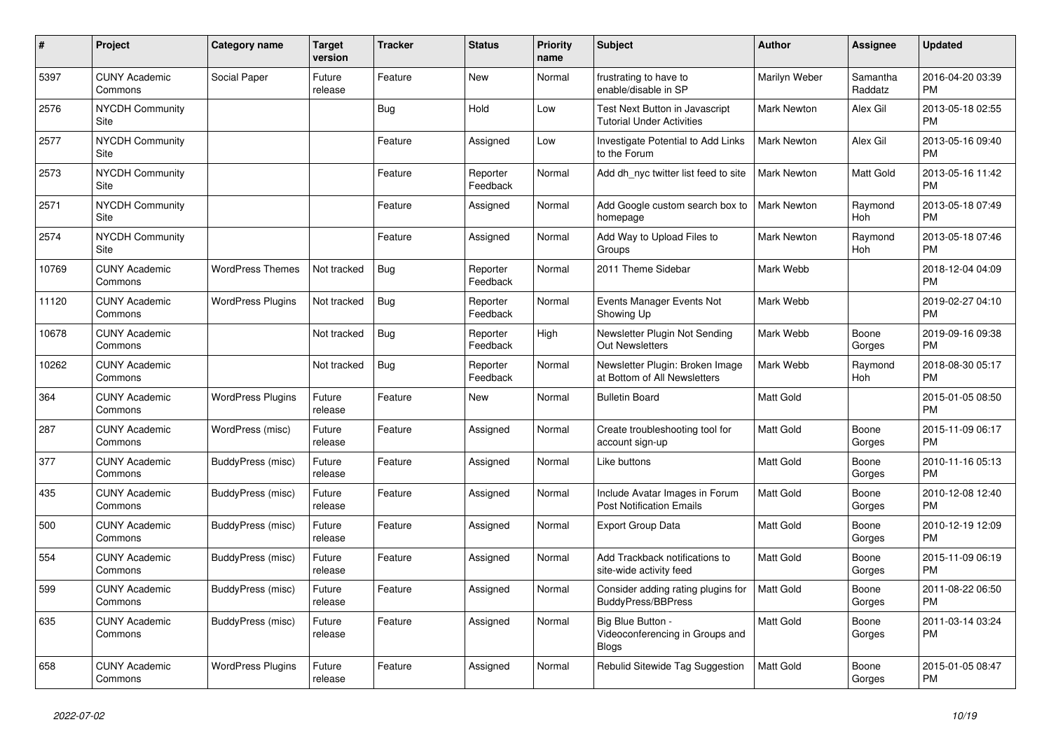| # | Project | Category name | Target version | Tracker | Status | Priority name | Subject | Author | Assignee | Updated |
|---|---|---|---|---|---|---|---|---|---|---|
| 5397 | CUNY Academic Commons | Social Paper | Future release | Feature | New | Normal | frustrating to have to enable/disable in SP | Marilyn Weber | Samantha Raddatz | 2016-04-20 03:39 PM |
| 2576 | NYCDH Community Site | | | Bug | Hold | Low | Test Next Button in Javascript Tutorial Under Activities | Mark Newton | Alex Gil | 2013-05-18 02:55 PM |
| 2577 | NYCDH Community Site | | | Feature | Assigned | Low | Investigate Potential to Add Links to the Forum | Mark Newton | Alex Gil | 2013-05-16 09:40 PM |
| 2573 | NYCDH Community Site | | | Feature | Reporter Feedback | Normal | Add dh_nyc twitter list feed to site | Mark Newton | Matt Gold | 2013-05-16 11:42 PM |
| 2571 | NYCDH Community Site | | | Feature | Assigned | Normal | Add Google custom search box to homepage | Mark Newton | Raymond Hoh | 2013-05-18 07:49 PM |
| 2574 | NYCDH Community Site | | | Feature | Assigned | Normal | Add Way to Upload Files to Groups | Mark Newton | Raymond Hoh | 2013-05-18 07:46 PM |
| 10769 | CUNY Academic Commons | WordPress Themes | Not tracked | Bug | Reporter Feedback | Normal | 2011 Theme Sidebar | Mark Webb | | 2018-12-04 04:09 PM |
| 11120 | CUNY Academic Commons | WordPress Plugins | Not tracked | Bug | Reporter Feedback | Normal | Events Manager Events Not Showing Up | Mark Webb | | 2019-02-27 04:10 PM |
| 10678 | CUNY Academic Commons | | Not tracked | Bug | Reporter Feedback | High | Newsletter Plugin Not Sending Out Newsletters | Mark Webb | Boone Gorges | 2019-09-16 09:38 PM |
| 10262 | CUNY Academic Commons | | Not tracked | Bug | Reporter Feedback | Normal | Newsletter Plugin: Broken Image at Bottom of All Newsletters | Mark Webb | Raymond Hoh | 2018-08-30 05:17 PM |
| 364 | CUNY Academic Commons | WordPress Plugins | Future release | Feature | New | Normal | Bulletin Board | Matt Gold | | 2015-01-05 08:50 PM |
| 287 | CUNY Academic Commons | WordPress (misc) | Future release | Feature | Assigned | Normal | Create troubleshooting tool for account sign-up | Matt Gold | Boone Gorges | 2015-11-09 06:17 PM |
| 377 | CUNY Academic Commons | BuddyPress (misc) | Future release | Feature | Assigned | Normal | Like buttons | Matt Gold | Boone Gorges | 2010-11-16 05:13 PM |
| 435 | CUNY Academic Commons | BuddyPress (misc) | Future release | Feature | Assigned | Normal | Include Avatar Images in Forum Post Notification Emails | Matt Gold | Boone Gorges | 2010-12-08 12:40 PM |
| 500 | CUNY Academic Commons | BuddyPress (misc) | Future release | Feature | Assigned | Normal | Export Group Data | Matt Gold | Boone Gorges | 2010-12-19 12:09 PM |
| 554 | CUNY Academic Commons | BuddyPress (misc) | Future release | Feature | Assigned | Normal | Add Trackback notifications to site-wide activity feed | Matt Gold | Boone Gorges | 2015-11-09 06:19 PM |
| 599 | CUNY Academic Commons | BuddyPress (misc) | Future release | Feature | Assigned | Normal | Consider adding rating plugins for BuddyPress/BBPress | Matt Gold | Boone Gorges | 2011-08-22 06:50 PM |
| 635 | CUNY Academic Commons | BuddyPress (misc) | Future release | Feature | Assigned | Normal | Big Blue Button - Videoconferencing in Groups and Blogs | Matt Gold | Boone Gorges | 2011-03-14 03:24 PM |
| 658 | CUNY Academic Commons | WordPress Plugins | Future release | Feature | Assigned | Normal | Rebulid Sitewide Tag Suggestion | Matt Gold | Boone Gorges | 2015-01-05 08:47 PM |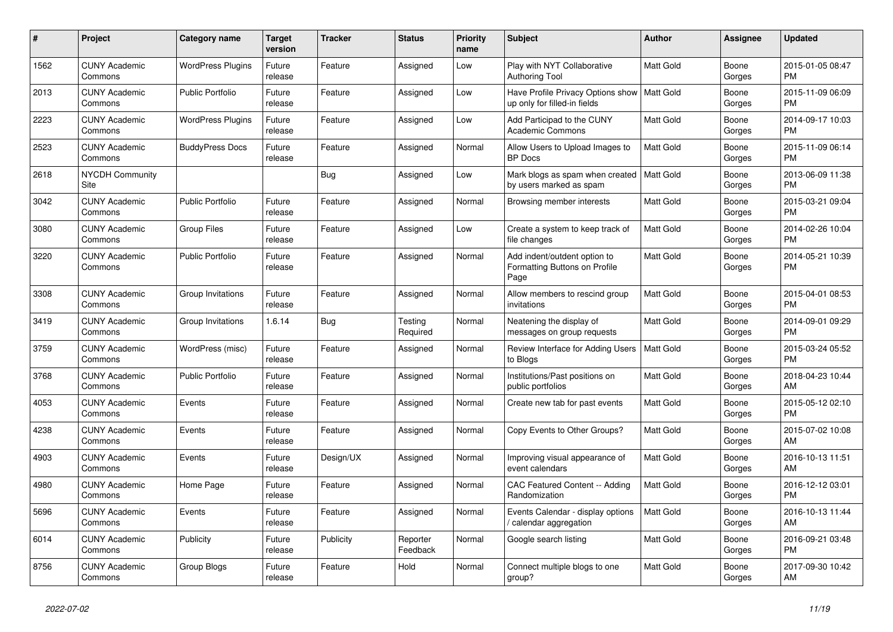| # | Project | Category name | Target version | Tracker | Status | Priority name | Subject | Author | Assignee | Updated |
|---|---|---|---|---|---|---|---|---|---|---|
| 1562 | CUNY Academic Commons | WordPress Plugins | Future release | Feature | Assigned | Low | Play with NYT Collaborative Authoring Tool | Matt Gold | Boone Gorges | 2015-01-05 08:47 PM |
| 2013 | CUNY Academic Commons | Public Portfolio | Future release | Feature | Assigned | Low | Have Profile Privacy Options show up only for filled-in fields | Matt Gold | Boone Gorges | 2015-11-09 06:09 PM |
| 2223 | CUNY Academic Commons | WordPress Plugins | Future release | Feature | Assigned | Low | Add Participad to the CUNY Academic Commons | Matt Gold | Boone Gorges | 2014-09-17 10:03 PM |
| 2523 | CUNY Academic Commons | BuddyPress Docs | Future release | Feature | Assigned | Normal | Allow Users to Upload Images to BP Docs | Matt Gold | Boone Gorges | 2015-11-09 06:14 PM |
| 2618 | NYCDH Community Site | | | Bug | Assigned | Low | Mark blogs as spam when created by users marked as spam | Matt Gold | Boone Gorges | 2013-06-09 11:38 PM |
| 3042 | CUNY Academic Commons | Public Portfolio | Future release | Feature | Assigned | Normal | Browsing member interests | Matt Gold | Boone Gorges | 2015-03-21 09:04 PM |
| 3080 | CUNY Academic Commons | Group Files | Future release | Feature | Assigned | Low | Create a system to keep track of file changes | Matt Gold | Boone Gorges | 2014-02-26 10:04 PM |
| 3220 | CUNY Academic Commons | Public Portfolio | Future release | Feature | Assigned | Normal | Add indent/outdent option to Formatting Buttons on Profile Page | Matt Gold | Boone Gorges | 2014-05-21 10:39 PM |
| 3308 | CUNY Academic Commons | Group Invitations | Future release | Feature | Assigned | Normal | Allow members to rescind group invitations | Matt Gold | Boone Gorges | 2015-04-01 08:53 PM |
| 3419 | CUNY Academic Commons | Group Invitations | 1.6.14 | Bug | Testing Required | Normal | Neatening the display of messages on group requests | Matt Gold | Boone Gorges | 2014-09-01 09:29 PM |
| 3759 | CUNY Academic Commons | WordPress (misc) | Future release | Feature | Assigned | Normal | Review Interface for Adding Users to Blogs | Matt Gold | Boone Gorges | 2015-03-24 05:52 PM |
| 3768 | CUNY Academic Commons | Public Portfolio | Future release | Feature | Assigned | Normal | Institutions/Past positions on public portfolios | Matt Gold | Boone Gorges | 2018-04-23 10:44 AM |
| 4053 | CUNY Academic Commons | Events | Future release | Feature | Assigned | Normal | Create new tab for past events | Matt Gold | Boone Gorges | 2015-05-12 02:10 PM |
| 4238 | CUNY Academic Commons | Events | Future release | Feature | Assigned | Normal | Copy Events to Other Groups? | Matt Gold | Boone Gorges | 2015-07-02 10:08 AM |
| 4903 | CUNY Academic Commons | Events | Future release | Design/UX | Assigned | Normal | Improving visual appearance of event calendars | Matt Gold | Boone Gorges | 2016-10-13 11:51 AM |
| 4980 | CUNY Academic Commons | Home Page | Future release | Feature | Assigned | Normal | CAC Featured Content -- Adding Randomization | Matt Gold | Boone Gorges | 2016-12-12 03:01 PM |
| 5696 | CUNY Academic Commons | Events | Future release | Feature | Assigned | Normal | Events Calendar - display options / calendar aggregation | Matt Gold | Boone Gorges | 2016-10-13 11:44 AM |
| 6014 | CUNY Academic Commons | Publicity | Future release | Publicity | Reporter Feedback | Normal | Google search listing | Matt Gold | Boone Gorges | 2016-09-21 03:48 PM |
| 8756 | CUNY Academic Commons | Group Blogs | Future release | Feature | Hold | Normal | Connect multiple blogs to one group? | Matt Gold | Boone Gorges | 2017-09-30 10:42 AM |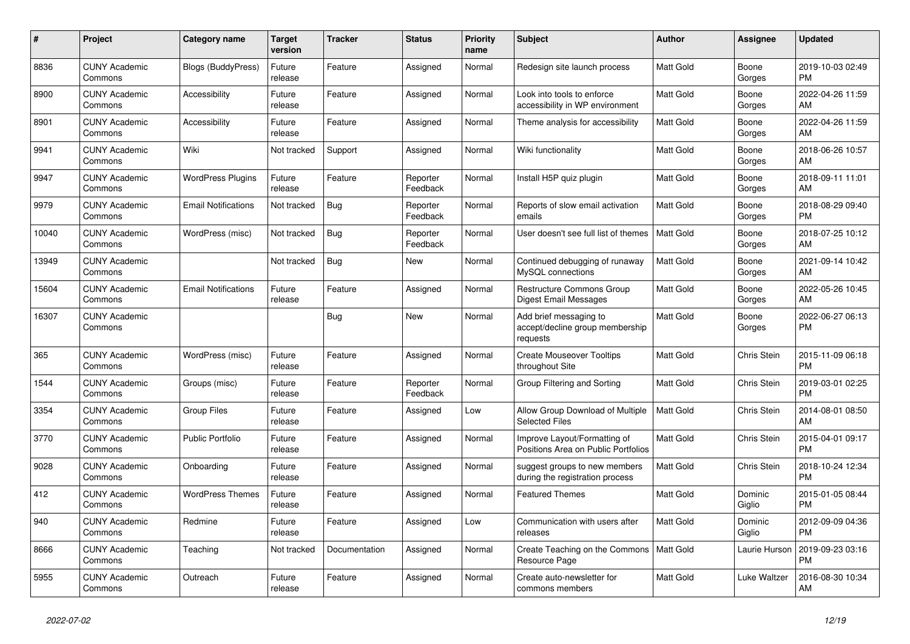| # | Project | Category name | Target version | Tracker | Status | Priority name | Subject | Author | Assignee | Updated |
|---|---|---|---|---|---|---|---|---|---|---|
| 8836 | CUNY Academic Commons | Blogs (BuddyPress) | Future release | Feature | Assigned | Normal | Redesign site launch process | Matt Gold | Boone Gorges | 2019-10-03 02:49 PM |
| 8900 | CUNY Academic Commons | Accessibility | Future release | Feature | Assigned | Normal | Look into tools to enforce accessibility in WP environment | Matt Gold | Boone Gorges | 2022-04-26 11:59 AM |
| 8901 | CUNY Academic Commons | Accessibility | Future release | Feature | Assigned | Normal | Theme analysis for accessibility | Matt Gold | Boone Gorges | 2022-04-26 11:59 AM |
| 9941 | CUNY Academic Commons | Wiki | Not tracked | Support | Assigned | Normal | Wiki functionality | Matt Gold | Boone Gorges | 2018-06-26 10:57 AM |
| 9947 | CUNY Academic Commons | WordPress Plugins | Future release | Feature | Reporter Feedback | Normal | Install H5P quiz plugin | Matt Gold | Boone Gorges | 2018-09-11 11:01 AM |
| 9979 | CUNY Academic Commons | Email Notifications | Not tracked | Bug | Reporter Feedback | Normal | Reports of slow email activation emails | Matt Gold | Boone Gorges | 2018-08-29 09:40 PM |
| 10040 | CUNY Academic Commons | WordPress (misc) | Not tracked | Bug | Reporter Feedback | Normal | User doesn't see full list of themes | Matt Gold | Boone Gorges | 2018-07-25 10:12 AM |
| 13949 | CUNY Academic Commons | | Not tracked | Bug | New | Normal | Continued debugging of runaway MySQL connections | Matt Gold | Boone Gorges | 2021-09-14 10:42 AM |
| 15604 | CUNY Academic Commons | Email Notifications | Future release | Feature | Assigned | Normal | Restructure Commons Group Digest Email Messages | Matt Gold | Boone Gorges | 2022-05-26 10:45 AM |
| 16307 | CUNY Academic Commons | | | Bug | New | Normal | Add brief messaging to accept/decline group membership requests | Matt Gold | Boone Gorges | 2022-06-27 06:13 PM |
| 365 | CUNY Academic Commons | WordPress (misc) | Future release | Feature | Assigned | Normal | Create Mouseover Tooltips throughout Site | Matt Gold | Chris Stein | 2015-11-09 06:18 PM |
| 1544 | CUNY Academic Commons | Groups (misc) | Future release | Feature | Reporter Feedback | Normal | Group Filtering and Sorting | Matt Gold | Chris Stein | 2019-03-01 02:25 PM |
| 3354 | CUNY Academic Commons | Group Files | Future release | Feature | Assigned | Low | Allow Group Download of Multiple Selected Files | Matt Gold | Chris Stein | 2014-08-01 08:50 AM |
| 3770 | CUNY Academic Commons | Public Portfolio | Future release | Feature | Assigned | Normal | Improve Layout/Formatting of Positions Area on Public Portfolios | Matt Gold | Chris Stein | 2015-04-01 09:17 PM |
| 9028 | CUNY Academic Commons | Onboarding | Future release | Feature | Assigned | Normal | suggest groups to new members during the registration process | Matt Gold | Chris Stein | 2018-10-24 12:34 PM |
| 412 | CUNY Academic Commons | WordPress Themes | Future release | Feature | Assigned | Normal | Featured Themes | Matt Gold | Dominic Giglio | 2015-01-05 08:44 PM |
| 940 | CUNY Academic Commons | Redmine | Future release | Feature | Assigned | Low | Communication with users after releases | Matt Gold | Dominic Giglio | 2012-09-09 04:36 PM |
| 8666 | CUNY Academic Commons | Teaching | Not tracked | Documentation | Assigned | Normal | Create Teaching on the Commons Resource Page | Matt Gold | Laurie Hurson | 2019-09-23 03:16 PM |
| 5955 | CUNY Academic Commons | Outreach | Future release | Feature | Assigned | Normal | Create auto-newsletter for commons members | Matt Gold | Luke Waltzer | 2016-08-30 10:34 AM |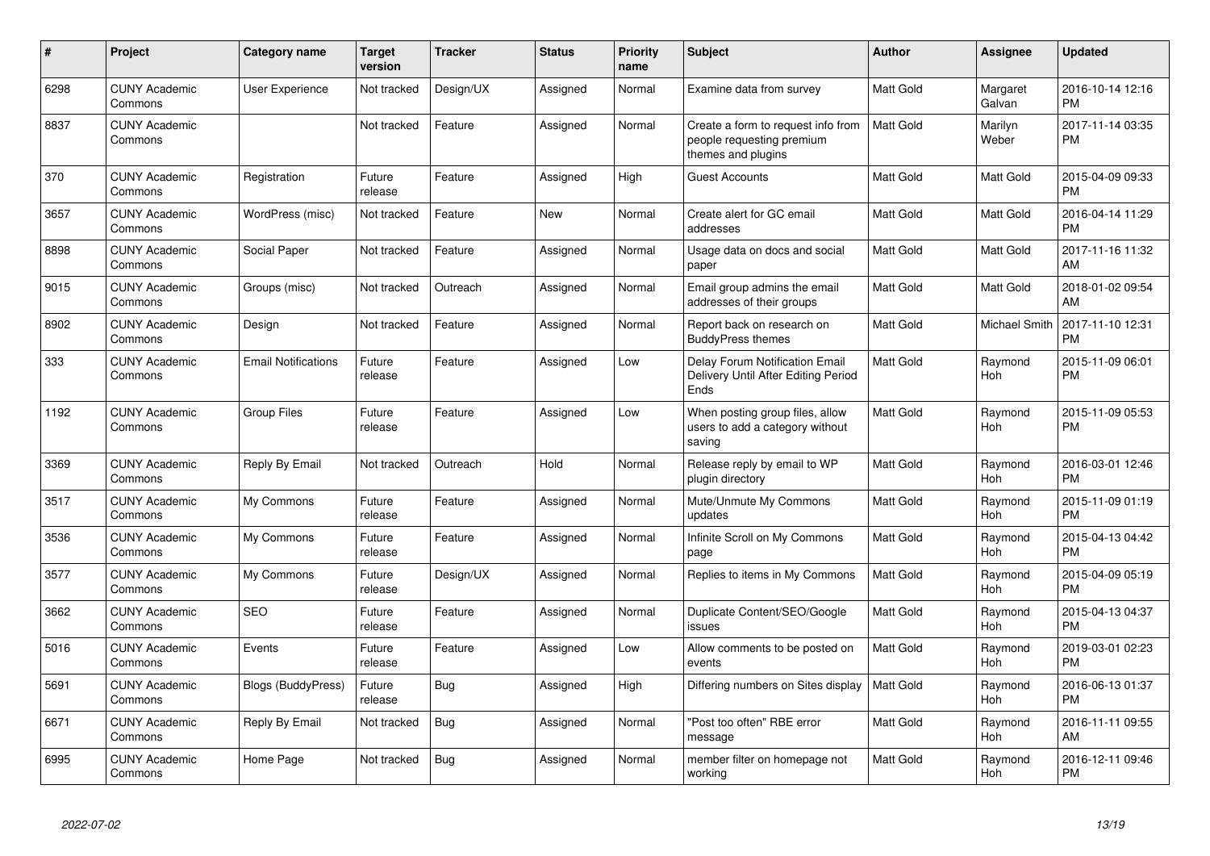| # | Project | Category name | Target version | Tracker | Status | Priority name | Subject | Author | Assignee | Updated |
|---|---|---|---|---|---|---|---|---|---|---|
| 6298 | CUNY Academic Commons | User Experience | Not tracked | Design/UX | Assigned | Normal | Examine data from survey | Matt Gold | Margaret Galvan | 2016-10-14 12:16 PM |
| 8837 | CUNY Academic Commons | | Not tracked | Feature | Assigned | Normal | Create a form to request info from people requesting premium themes and plugins | Matt Gold | Marilyn Weber | 2017-11-14 03:35 PM |
| 370 | CUNY Academic Commons | Registration | Future release | Feature | Assigned | High | Guest Accounts | Matt Gold | Matt Gold | 2015-04-09 09:33 PM |
| 3657 | CUNY Academic Commons | WordPress (misc) | Not tracked | Feature | New | Normal | Create alert for GC email addresses | Matt Gold | Matt Gold | 2016-04-14 11:29 PM |
| 8898 | CUNY Academic Commons | Social Paper | Not tracked | Feature | Assigned | Normal | Usage data on docs and social paper | Matt Gold | Matt Gold | 2017-11-16 11:32 AM |
| 9015 | CUNY Academic Commons | Groups (misc) | Not tracked | Outreach | Assigned | Normal | Email group admins the email addresses of their groups | Matt Gold | Matt Gold | 2018-01-02 09:54 AM |
| 8902 | CUNY Academic Commons | Design | Not tracked | Feature | Assigned | Normal | Report back on research on BuddyPress themes | Matt Gold | Michael Smith | 2017-11-10 12:31 PM |
| 333 | CUNY Academic Commons | Email Notifications | Future release | Feature | Assigned | Low | Delay Forum Notification Email Delivery Until After Editing Period Ends | Matt Gold | Raymond Hoh | 2015-11-09 06:01 PM |
| 1192 | CUNY Academic Commons | Group Files | Future release | Feature | Assigned | Low | When posting group files, allow users to add a category without saving | Matt Gold | Raymond Hoh | 2015-11-09 05:53 PM |
| 3369 | CUNY Academic Commons | Reply By Email | Not tracked | Outreach | Hold | Normal | Release reply by email to WP plugin directory | Matt Gold | Raymond Hoh | 2016-03-01 12:46 PM |
| 3517 | CUNY Academic Commons | My Commons | Future release | Feature | Assigned | Normal | Mute/Unmute My Commons updates | Matt Gold | Raymond Hoh | 2015-11-09 01:19 PM |
| 3536 | CUNY Academic Commons | My Commons | Future release | Feature | Assigned | Normal | Infinite Scroll on My Commons page | Matt Gold | Raymond Hoh | 2015-04-13 04:42 PM |
| 3577 | CUNY Academic Commons | My Commons | Future release | Design/UX | Assigned | Normal | Replies to items in My Commons | Matt Gold | Raymond Hoh | 2015-04-09 05:19 PM |
| 3662 | CUNY Academic Commons | SEO | Future release | Feature | Assigned | Normal | Duplicate Content/SEO/Google issues | Matt Gold | Raymond Hoh | 2015-04-13 04:37 PM |
| 5016 | CUNY Academic Commons | Events | Future release | Feature | Assigned | Low | Allow comments to be posted on events | Matt Gold | Raymond Hoh | 2019-03-01 02:23 PM |
| 5691 | CUNY Academic Commons | Blogs (BuddyPress) | Future release | Bug | Assigned | High | Differing numbers on Sites display | Matt Gold | Raymond Hoh | 2016-06-13 01:37 PM |
| 6671 | CUNY Academic Commons | Reply By Email | Not tracked | Bug | Assigned | Normal | "Post too often" RBE error message | Matt Gold | Raymond Hoh | 2016-11-11 09:55 AM |
| 6995 | CUNY Academic Commons | Home Page | Not tracked | Bug | Assigned | Normal | member filter on homepage not working | Matt Gold | Raymond Hoh | 2016-12-11 09:46 PM |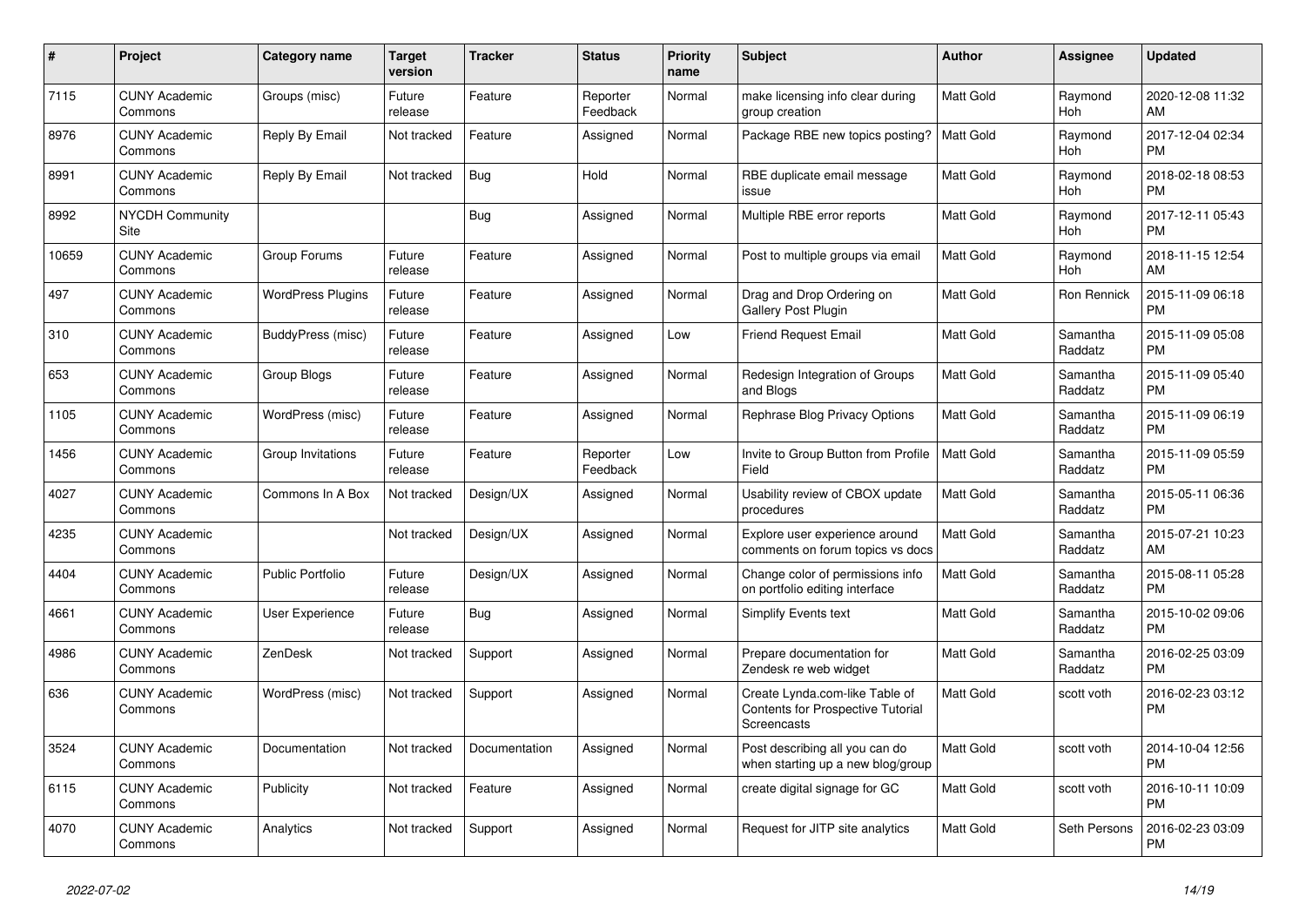| # | Project | Category name | Target version | Tracker | Status | Priority name | Subject | Author | Assignee | Updated |
|---|---|---|---|---|---|---|---|---|---|---|
| 7115 | CUNY Academic Commons | Groups (misc) | Future release | Feature | Reporter Feedback | Normal | make licensing info clear during group creation | Matt Gold | Raymond Hoh | 2020-12-08 11:32 AM |
| 8976 | CUNY Academic Commons | Reply By Email | Not tracked | Feature | Assigned | Normal | Package RBE new topics posting? | Matt Gold | Raymond Hoh | 2017-12-04 02:34 PM |
| 8991 | CUNY Academic Commons | Reply By Email | Not tracked | Bug | Hold | Normal | RBE duplicate email message issue | Matt Gold | Raymond Hoh | 2018-02-18 08:53 PM |
| 8992 | NYCDH Community Site | | | Bug | Assigned | Normal | Multiple RBE error reports | Matt Gold | Raymond Hoh | 2017-12-11 05:43 PM |
| 10659 | CUNY Academic Commons | Group Forums | Future release | Feature | Assigned | Normal | Post to multiple groups via email | Matt Gold | Raymond Hoh | 2018-11-15 12:54 AM |
| 497 | CUNY Academic Commons | WordPress Plugins | Future release | Feature | Assigned | Normal | Drag and Drop Ordering on Gallery Post Plugin | Matt Gold | Ron Rennick | 2015-11-09 06:18 PM |
| 310 | CUNY Academic Commons | BuddyPress (misc) | Future release | Feature | Assigned | Low | Friend Request Email | Matt Gold | Samantha Raddatz | 2015-11-09 05:08 PM |
| 653 | CUNY Academic Commons | Group Blogs | Future release | Feature | Assigned | Normal | Redesign Integration of Groups and Blogs | Matt Gold | Samantha Raddatz | 2015-11-09 05:40 PM |
| 1105 | CUNY Academic Commons | WordPress (misc) | Future release | Feature | Assigned | Normal | Rephrase Blog Privacy Options | Matt Gold | Samantha Raddatz | 2015-11-09 06:19 PM |
| 1456 | CUNY Academic Commons | Group Invitations | Future release | Feature | Reporter Feedback | Low | Invite to Group Button from Profile Field | Matt Gold | Samantha Raddatz | 2015-11-09 05:59 PM |
| 4027 | CUNY Academic Commons | Commons In A Box | Not tracked | Design/UX | Assigned | Normal | Usability review of CBOX update procedures | Matt Gold | Samantha Raddatz | 2015-05-11 06:36 PM |
| 4235 | CUNY Academic Commons | | Not tracked | Design/UX | Assigned | Normal | Explore user experience around comments on forum topics vs docs | Matt Gold | Samantha Raddatz | 2015-07-21 10:23 AM |
| 4404 | CUNY Academic Commons | Public Portfolio | Future release | Design/UX | Assigned | Normal | Change color of permissions info on portfolio editing interface | Matt Gold | Samantha Raddatz | 2015-08-11 05:28 PM |
| 4661 | CUNY Academic Commons | User Experience | Future release | Bug | Assigned | Normal | Simplify Events text | Matt Gold | Samantha Raddatz | 2015-10-02 09:06 PM |
| 4986 | CUNY Academic Commons | ZenDesk | Not tracked | Support | Assigned | Normal | Prepare documentation for Zendesk re web widget | Matt Gold | Samantha Raddatz | 2016-02-25 03:09 PM |
| 636 | CUNY Academic Commons | WordPress (misc) | Not tracked | Support | Assigned | Normal | Create Lynda.com-like Table of Contents for Prospective Tutorial Screencasts | Matt Gold | scott voth | 2016-02-23 03:12 PM |
| 3524 | CUNY Academic Commons | Documentation | Not tracked | Documentation | Assigned | Normal | Post describing all you can do when starting up a new blog/group | Matt Gold | scott voth | 2014-10-04 12:56 PM |
| 6115 | CUNY Academic Commons | Publicity | Not tracked | Feature | Assigned | Normal | create digital signage for GC | Matt Gold | scott voth | 2016-10-11 10:09 PM |
| 4070 | CUNY Academic Commons | Analytics | Not tracked | Support | Assigned | Normal | Request for JITP site analytics | Matt Gold | Seth Persons | 2016-02-23 03:09 PM |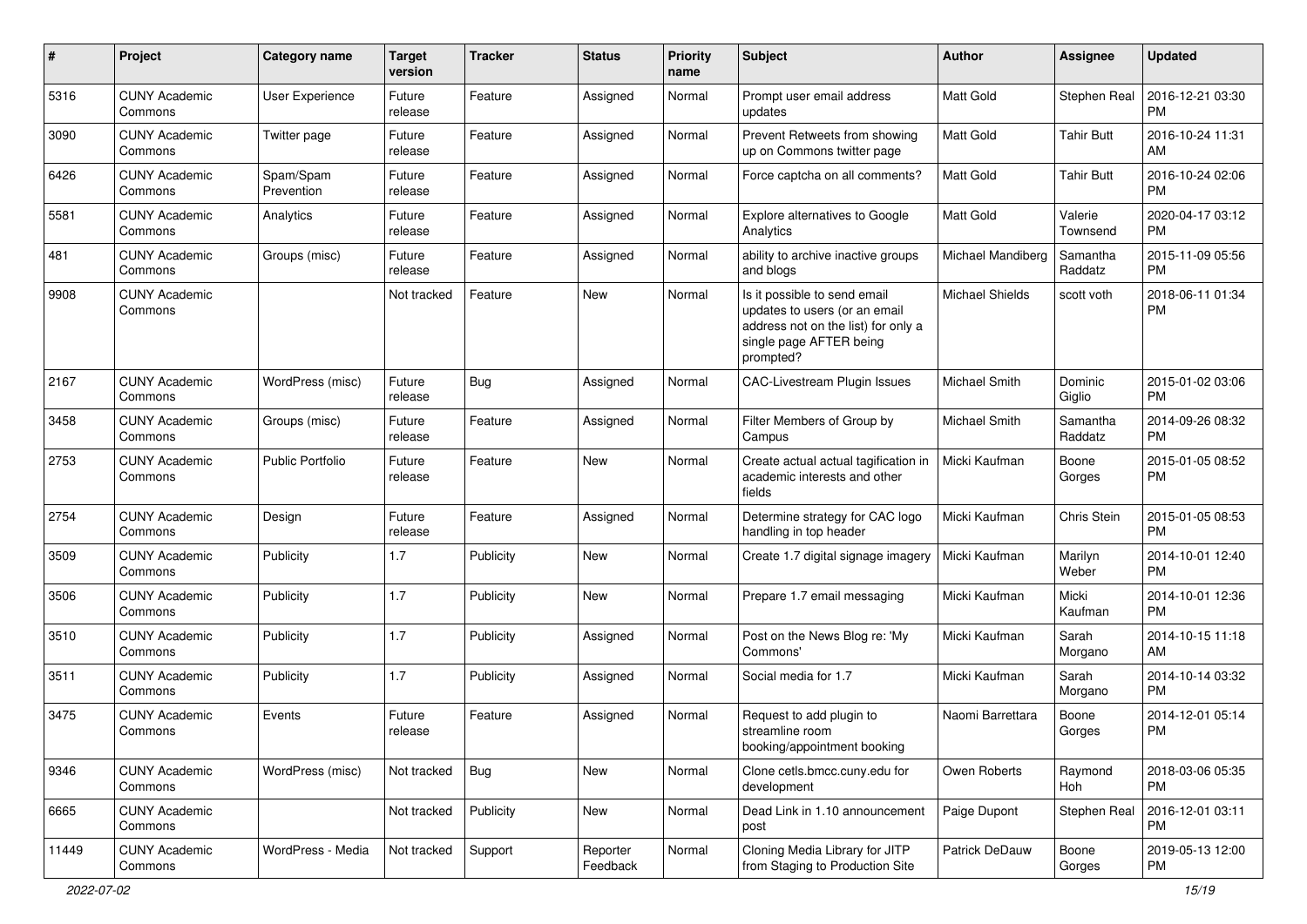| # | Project | Category name | Target version | Tracker | Status | Priority name | Subject | Author | Assignee | Updated |
|---|---|---|---|---|---|---|---|---|---|---|
| 5316 | CUNY Academic Commons | User Experience | Future release | Feature | Assigned | Normal | Prompt user email address updates | Matt Gold | Stephen Real | 2016-12-21 03:30 PM |
| 3090 | CUNY Academic Commons | Twitter page | Future release | Feature | Assigned | Normal | Prevent Retweets from showing up on Commons twitter page | Matt Gold | Tahir Butt | 2016-10-24 11:31 AM |
| 6426 | CUNY Academic Commons | Spam/Spam Prevention | Future release | Feature | Assigned | Normal | Force captcha on all comments? | Matt Gold | Tahir Butt | 2016-10-24 02:06 PM |
| 5581 | CUNY Academic Commons | Analytics | Future release | Feature | Assigned | Normal | Explore alternatives to Google Analytics | Matt Gold | Valerie Townsend | 2020-04-17 03:12 PM |
| 481 | CUNY Academic Commons | Groups (misc) | Future release | Feature | Assigned | Normal | ability to archive inactive groups and blogs | Michael Mandiberg | Samantha Raddatz | 2015-11-09 05:56 PM |
| 9908 | CUNY Academic Commons | | Not tracked | Feature | New | Normal | Is it possible to send email updates to users (or an email address not on the list) for only a single page AFTER being prompted? | Michael Shields | scott voth | 2018-06-11 01:34 PM |
| 2167 | CUNY Academic Commons | WordPress (misc) | Future release | Bug | Assigned | Normal | CAC-Livestream Plugin Issues | Michael Smith | Dominic Giglio | 2015-01-02 03:06 PM |
| 3458 | CUNY Academic Commons | Groups (misc) | Future release | Feature | Assigned | Normal | Filter Members of Group by Campus | Michael Smith | Samantha Raddatz | 2014-09-26 08:32 PM |
| 2753 | CUNY Academic Commons | Public Portfolio | Future release | Feature | New | Normal | Create actual actual tagification in academic interests and other fields | Micki Kaufman | Boone Gorges | 2015-01-05 08:52 PM |
| 2754 | CUNY Academic Commons | Design | Future release | Feature | Assigned | Normal | Determine strategy for CAC logo handling in top header | Micki Kaufman | Chris Stein | 2015-01-05 08:53 PM |
| 3509 | CUNY Academic Commons | Publicity | 1.7 | Publicity | New | Normal | Create 1.7 digital signage imagery | Micki Kaufman | Marilyn Weber | 2014-10-01 12:40 PM |
| 3506 | CUNY Academic Commons | Publicity | 1.7 | Publicity | New | Normal | Prepare 1.7 email messaging | Micki Kaufman | Micki Kaufman | 2014-10-01 12:36 PM |
| 3510 | CUNY Academic Commons | Publicity | 1.7 | Publicity | Assigned | Normal | Post on the News Blog re: 'My Commons' | Micki Kaufman | Sarah Morgano | 2014-10-15 11:18 AM |
| 3511 | CUNY Academic Commons | Publicity | 1.7 | Publicity | Assigned | Normal | Social media for 1.7 | Micki Kaufman | Sarah Morgano | 2014-10-14 03:32 PM |
| 3475 | CUNY Academic Commons | Events | Future release | Feature | Assigned | Normal | Request to add plugin to streamline room booking/appointment booking | Naomi Barrettara | Boone Gorges | 2014-12-01 05:14 PM |
| 9346 | CUNY Academic Commons | WordPress (misc) | Not tracked | Bug | New | Normal | Clone cetls.bmcc.cuny.edu for development | Owen Roberts | Raymond Hoh | 2018-03-06 05:35 PM |
| 6665 | CUNY Academic Commons | | Not tracked | Publicity | New | Normal | Dead Link in 1.10 announcement post | Paige Dupont | Stephen Real | 2016-12-01 03:11 PM |
| 11449 | CUNY Academic Commons | WordPress - Media | Not tracked | Support | Reporter Feedback | Normal | Cloning Media Library for JITP from Staging to Production Site | Patrick DeDauw | Boone Gorges | 2019-05-13 12:00 PM |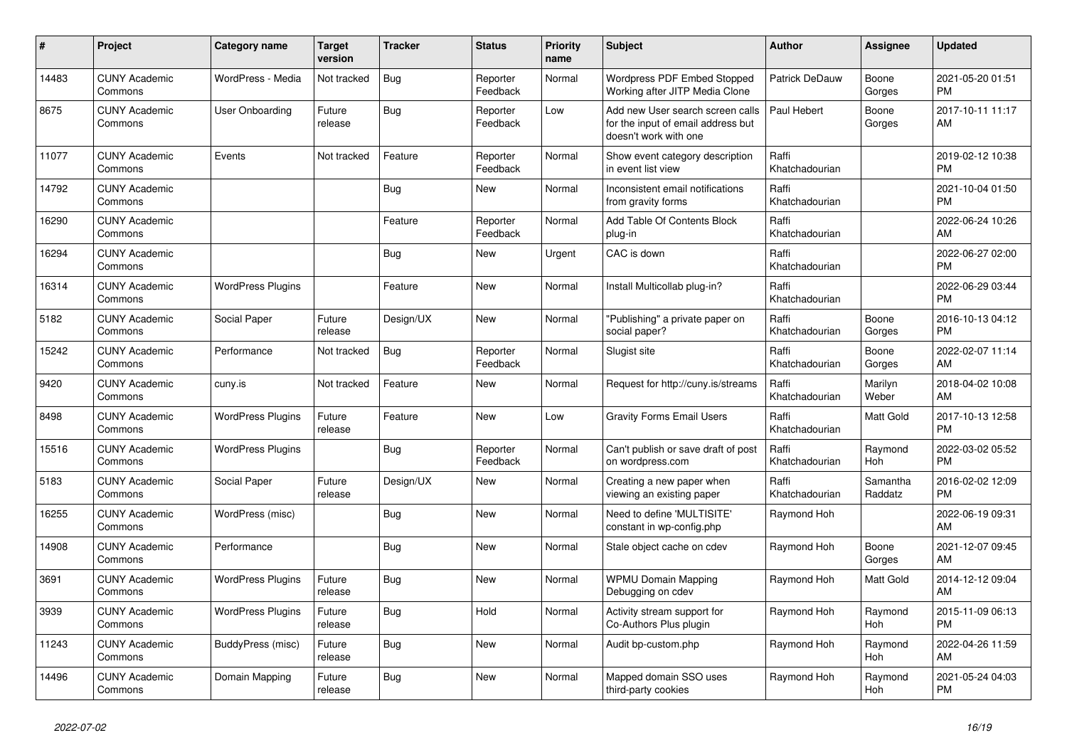| # | Project | Category name | Target version | Tracker | Status | Priority name | Subject | Author | Assignee | Updated |
|---|---|---|---|---|---|---|---|---|---|---|
| 14483 | CUNY Academic Commons | WordPress - Media | Not tracked | Bug | Reporter Feedback | Normal | Wordpress PDF Embed Stopped Working after JITP Media Clone | Patrick DeDauw | Boone Gorges | 2021-05-20 01:51 PM |
| 8675 | CUNY Academic Commons | User Onboarding | Future release | Bug | Reporter Feedback | Low | Add new User search screen calls for the input of email address but doesn't work with one | Paul Hebert | Boone Gorges | 2017-10-11 11:17 AM |
| 11077 | CUNY Academic Commons | Events | Not tracked | Feature | Reporter Feedback | Normal | Show event category description in event list view | Raffi Khatchadourian | | 2019-02-12 10:38 PM |
| 14792 | CUNY Academic Commons | | | Bug | New | Normal | Inconsistent email notifications from gravity forms | Raffi Khatchadourian | | 2021-10-04 01:50 PM |
| 16290 | CUNY Academic Commons | | | Feature | Reporter Feedback | Normal | Add Table Of Contents Block plug-in | Raffi Khatchadourian | | 2022-06-24 10:26 AM |
| 16294 | CUNY Academic Commons | | | Bug | New | Urgent | CAC is down | Raffi Khatchadourian | | 2022-06-27 02:00 PM |
| 16314 | CUNY Academic Commons | WordPress Plugins | | Feature | New | Normal | Install Multicollab plug-in? | Raffi Khatchadourian | | 2022-06-29 03:44 PM |
| 5182 | CUNY Academic Commons | Social Paper | Future release | Design/UX | New | Normal | "Publishing" a private paper on social paper? | Raffi Khatchadourian | Boone Gorges | 2016-10-13 04:12 PM |
| 15242 | CUNY Academic Commons | Performance | Not tracked | Bug | Reporter Feedback | Normal | Slugist site | Raffi Khatchadourian | Boone Gorges | 2022-02-07 11:14 AM |
| 9420 | CUNY Academic Commons | cuny.is | Not tracked | Feature | New | Normal | Request for http://cuny.is/streams | Raffi Khatchadourian | Marilyn Weber | 2018-04-02 10:08 AM |
| 8498 | CUNY Academic Commons | WordPress Plugins | Future release | Feature | New | Low | Gravity Forms Email Users | Raffi Khatchadourian | Matt Gold | 2017-10-13 12:58 PM |
| 15516 | CUNY Academic Commons | WordPress Plugins | | Bug | Reporter Feedback | Normal | Can't publish or save draft of post on wordpress.com | Raffi Khatchadourian | Raymond Hoh | 2022-03-02 05:52 PM |
| 5183 | CUNY Academic Commons | Social Paper | Future release | Design/UX | New | Normal | Creating a new paper when viewing an existing paper | Raffi Khatchadourian | Samantha Raddatz | 2016-02-02 12:09 PM |
| 16255 | CUNY Academic Commons | WordPress (misc) | | Bug | New | Normal | Need to define 'MULTISITE' constant in wp-config.php | Raymond Hoh | | 2022-06-19 09:31 AM |
| 14908 | CUNY Academic Commons | Performance | | Bug | New | Normal | Stale object cache on cdev | Raymond Hoh | Boone Gorges | 2021-12-07 09:45 AM |
| 3691 | CUNY Academic Commons | WordPress Plugins | Future release | Bug | New | Normal | WPMU Domain Mapping Debugging on cdev | Raymond Hoh | Matt Gold | 2014-12-12 09:04 AM |
| 3939 | CUNY Academic Commons | WordPress Plugins | Future release | Bug | Hold | Normal | Activity stream support for Co-Authors Plus plugin | Raymond Hoh | Raymond Hoh | 2015-11-09 06:13 PM |
| 11243 | CUNY Academic Commons | BuddyPress (misc) | Future release | Bug | New | Normal | Audit bp-custom.php | Raymond Hoh | Raymond Hoh | 2022-04-26 11:59 AM |
| 14496 | CUNY Academic Commons | Domain Mapping | Future release | Bug | New | Normal | Mapped domain SSO uses third-party cookies | Raymond Hoh | Raymond Hoh | 2021-05-24 04:03 PM |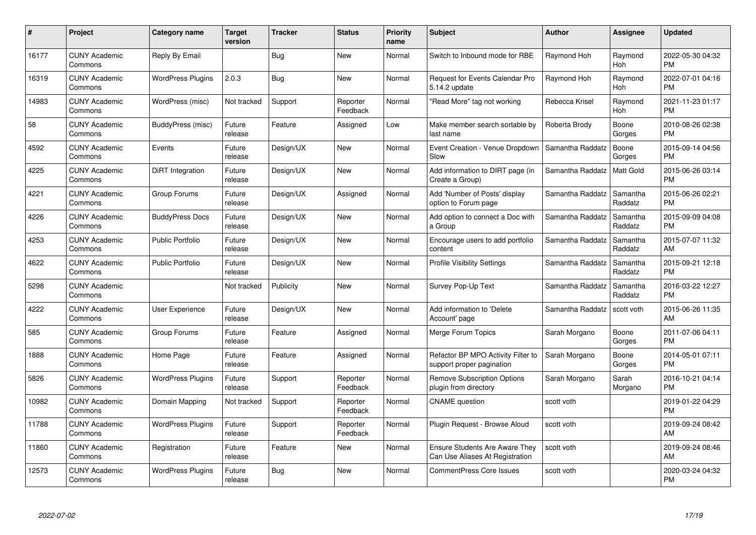| # | Project | Category name | Target version | Tracker | Status | Priority name | Subject | Author | Assignee | Updated |
|---|---|---|---|---|---|---|---|---|---|---|
| 16177 | CUNY Academic Commons | Reply By Email | | Bug | New | Normal | Switch to Inbound mode for RBE | Raymond Hoh | Raymond Hoh | 2022-05-30 04:32 PM |
| 16319 | CUNY Academic Commons | WordPress Plugins | 2.0.3 | Bug | New | Normal | Request for Events Calendar Pro 5.14.2 update | Raymond Hoh | Raymond Hoh | 2022-07-01 04:16 PM |
| 14983 | CUNY Academic Commons | WordPress (misc) | Not tracked | Support | Reporter Feedback | Normal | "Read More" tag not working | Rebecca Krisel | Raymond Hoh | 2021-11-23 01:17 PM |
| 58 | CUNY Academic Commons | BuddyPress (misc) | Future release | Feature | Assigned | Low | Make member search sortable by last name | Roberta Brody | Boone Gorges | 2010-08-26 02:38 PM |
| 4592 | CUNY Academic Commons | Events | Future release | Design/UX | New | Normal | Event Creation - Venue Dropdown Slow | Samantha Raddatz | Boone Gorges | 2015-09-14 04:56 PM |
| 4225 | CUNY Academic Commons | DiRT Integration | Future release | Design/UX | New | Normal | Add information to DIRT page (in Create a Group) | Samantha Raddatz | Matt Gold | 2015-06-26 03:14 PM |
| 4221 | CUNY Academic Commons | Group Forums | Future release | Design/UX | Assigned | Normal | Add 'Number of Posts' display option to Forum page | Samantha Raddatz | Samantha Raddatz | 2015-06-26 02:21 PM |
| 4226 | CUNY Academic Commons | BuddyPress Docs | Future release | Design/UX | New | Normal | Add option to connect a Doc with a Group | Samantha Raddatz | Samantha Raddatz | 2015-09-09 04:08 PM |
| 4253 | CUNY Academic Commons | Public Portfolio | Future release | Design/UX | New | Normal | Encourage users to add portfolio content | Samantha Raddatz | Samantha Raddatz | 2015-07-07 11:32 AM |
| 4622 | CUNY Academic Commons | Public Portfolio | Future release | Design/UX | New | Normal | Profile Visibility Settings | Samantha Raddatz | Samantha Raddatz | 2015-09-21 12:18 PM |
| 5298 | CUNY Academic Commons | | Not tracked | Publicity | New | Normal | Survey Pop-Up Text | Samantha Raddatz | Samantha Raddatz | 2016-03-22 12:27 PM |
| 4222 | CUNY Academic Commons | User Experience | Future release | Design/UX | New | Normal | Add information to 'Delete Account' page | Samantha Raddatz | scott voth | 2015-06-26 11:35 AM |
| 585 | CUNY Academic Commons | Group Forums | Future release | Feature | Assigned | Normal | Merge Forum Topics | Sarah Morgano | Boone Gorges | 2011-07-06 04:11 PM |
| 1888 | CUNY Academic Commons | Home Page | Future release | Feature | Assigned | Normal | Refactor BP MPO Activity Filter to support proper pagination | Sarah Morgano | Boone Gorges | 2014-05-01 07:11 PM |
| 5826 | CUNY Academic Commons | WordPress Plugins | Future release | Support | Reporter Feedback | Normal | Remove Subscription Options plugin from directory | Sarah Morgano | Sarah Morgano | 2016-10-21 04:14 PM |
| 10982 | CUNY Academic Commons | Domain Mapping | Not tracked | Support | Reporter Feedback | Normal | CNAME question | scott voth | | 2019-01-22 04:29 PM |
| 11788 | CUNY Academic Commons | WordPress Plugins | Future release | Support | Reporter Feedback | Normal | Plugin Request - Browse Aloud | scott voth | | 2019-09-24 08:42 AM |
| 11860 | CUNY Academic Commons | Registration | Future release | Feature | New | Normal | Ensure Students Are Aware They Can Use Aliases At Registration | scott voth | | 2019-09-24 08:46 AM |
| 12573 | CUNY Academic Commons | WordPress Plugins | Future release | Bug | New | Normal | CommentPress Core Issues | scott voth | | 2020-03-24 04:32 PM |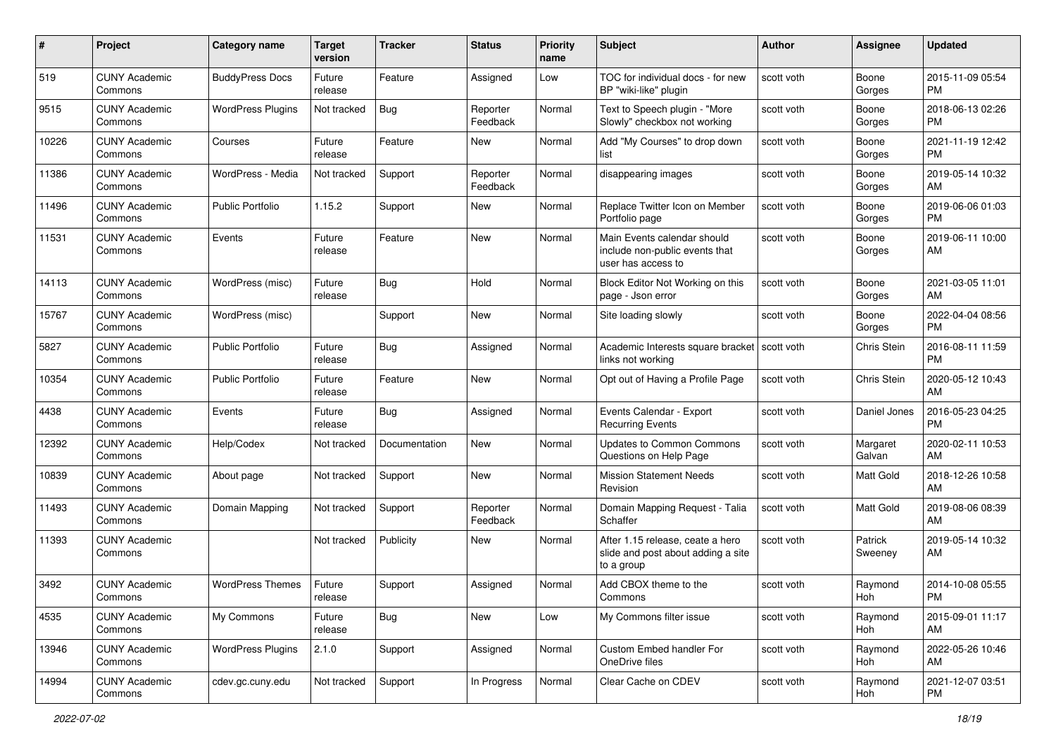| # | Project | Category name | Target version | Tracker | Status | Priority name | Subject | Author | Assignee | Updated |
|---|---|---|---|---|---|---|---|---|---|---|
| 519 | CUNY Academic Commons | BuddyPress Docs | Future release | Feature | Assigned | Low | TOC for individual docs - for new BP "wiki-like" plugin | scott voth | Boone Gorges | 2015-11-09 05:54 PM |
| 9515 | CUNY Academic Commons | WordPress Plugins | Not tracked | Bug | Reporter Feedback | Normal | Text to Speech plugin - "More Slowly" checkbox not working | scott voth | Boone Gorges | 2018-06-13 02:26 PM |
| 10226 | CUNY Academic Commons | Courses | Future release | Feature | New | Normal | Add "My Courses" to drop down list | scott voth | Boone Gorges | 2021-11-19 12:42 PM |
| 11386 | CUNY Academic Commons | WordPress - Media | Not tracked | Support | Reporter Feedback | Normal | disappearing images | scott voth | Boone Gorges | 2019-05-14 10:32 AM |
| 11496 | CUNY Academic Commons | Public Portfolio | 1.15.2 | Support | New | Normal | Replace Twitter Icon on Member Portfolio page | scott voth | Boone Gorges | 2019-06-06 01:03 PM |
| 11531 | CUNY Academic Commons | Events | Future release | Feature | New | Normal | Main Events calendar should include non-public events that user has access to | scott voth | Boone Gorges | 2019-06-11 10:00 AM |
| 14113 | CUNY Academic Commons | WordPress (misc) | Future release | Bug | Hold | Normal | Block Editor Not Working on this page - Json error | scott voth | Boone Gorges | 2021-03-05 11:01 AM |
| 15767 | CUNY Academic Commons | WordPress (misc) | | Support | New | Normal | Site loading slowly | scott voth | Boone Gorges | 2022-04-04 08:56 PM |
| 5827 | CUNY Academic Commons | Public Portfolio | Future release | Bug | Assigned | Normal | Academic Interests square bracket links not working | scott voth | Chris Stein | 2016-08-11 11:59 PM |
| 10354 | CUNY Academic Commons | Public Portfolio | Future release | Feature | New | Normal | Opt out of Having a Profile Page | scott voth | Chris Stein | 2020-05-12 10:43 AM |
| 4438 | CUNY Academic Commons | Events | Future release | Bug | Assigned | Normal | Events Calendar - Export Recurring Events | scott voth | Daniel Jones | 2016-05-23 04:25 PM |
| 12392 | CUNY Academic Commons | Help/Codex | Not tracked | Documentation | New | Normal | Updates to Common Commons Questions on Help Page | scott voth | Margaret Galvan | 2020-02-11 10:53 AM |
| 10839 | CUNY Academic Commons | About page | Not tracked | Support | New | Normal | Mission Statement Needs Revision | scott voth | Matt Gold | 2018-12-26 10:58 AM |
| 11493 | CUNY Academic Commons | Domain Mapping | Not tracked | Support | Reporter Feedback | Normal | Domain Mapping Request - Talia Schaffer | scott voth | Matt Gold | 2019-08-06 08:39 AM |
| 11393 | CUNY Academic Commons | | Not tracked | Publicity | New | Normal | After 1.15 release, ceate a hero slide and post about adding a site to a group | scott voth | Patrick Sweeney | 2019-05-14 10:32 AM |
| 3492 | CUNY Academic Commons | WordPress Themes | Future release | Support | Assigned | Normal | Add CBOX theme to the Commons | scott voth | Raymond Hoh | 2014-10-08 05:55 PM |
| 4535 | CUNY Academic Commons | My Commons | Future release | Bug | New | Low | My Commons filter issue | scott voth | Raymond Hoh | 2015-09-01 11:17 AM |
| 13946 | CUNY Academic Commons | WordPress Plugins | 2.1.0 | Support | Assigned | Normal | Custom Embed handler For OneDrive files | scott voth | Raymond Hoh | 2022-05-26 10:46 AM |
| 14994 | CUNY Academic Commons | cdev.gc.cuny.edu | Not tracked | Support | In Progress | Normal | Clear Cache on CDEV | scott voth | Raymond Hoh | 2021-12-07 03:51 PM |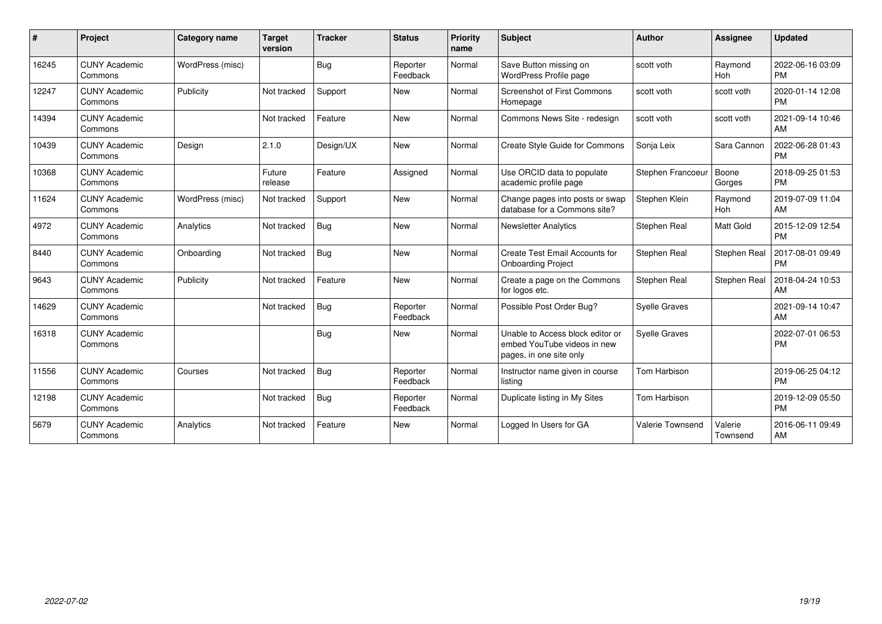| # | Project | Category name | Target version | Tracker | Status | Priority name | Subject | Author | Assignee | Updated |
|---|---|---|---|---|---|---|---|---|---|---|
| 16245 | CUNY Academic Commons | WordPress (misc) | | Bug | Reporter Feedback | Normal | Save Button missing on WordPress Profile page | scott voth | Raymond Hoh | 2022-06-16 03:09 PM |
| 12247 | CUNY Academic Commons | Publicity | Not tracked | Support | New | Normal | Screenshot of First Commons Homepage | scott voth | scott voth | 2020-01-14 12:08 PM |
| 14394 | CUNY Academic Commons | | Not tracked | Feature | New | Normal | Commons News Site - redesign | scott voth | scott voth | 2021-09-14 10:46 AM |
| 10439 | CUNY Academic Commons | Design | 2.1.0 | Design/UX | New | Normal | Create Style Guide for Commons | Sonja Leix | Sara Cannon | 2022-06-28 01:43 PM |
| 10368 | CUNY Academic Commons | | Future release | Feature | Assigned | Normal | Use ORCID data to populate academic profile page | Stephen Francoeur | Boone Gorges | 2018-09-25 01:53 PM |
| 11624 | CUNY Academic Commons | WordPress (misc) | Not tracked | Support | New | Normal | Change pages into posts or swap database for a Commons site? | Stephen Klein | Raymond Hoh | 2019-07-09 11:04 AM |
| 4972 | CUNY Academic Commons | Analytics | Not tracked | Bug | New | Normal | Newsletter Analytics | Stephen Real | Matt Gold | 2015-12-09 12:54 PM |
| 8440 | CUNY Academic Commons | Onboarding | Not tracked | Bug | New | Normal | Create Test Email Accounts for Onboarding Project | Stephen Real | Stephen Real | 2017-08-01 09:49 PM |
| 9643 | CUNY Academic Commons | Publicity | Not tracked | Feature | New | Normal | Create a page on the Commons for logos etc. | Stephen Real | Stephen Real | 2018-04-24 10:53 AM |
| 14629 | CUNY Academic Commons | | Not tracked | Bug | Reporter Feedback | Normal | Possible Post Order Bug? | Syelle Graves | | 2021-09-14 10:47 AM |
| 16318 | CUNY Academic Commons | | | Bug | New | Normal | Unable to Access block editor or embed YouTube videos in new pages, in one site only | Syelle Graves | | 2022-07-01 06:53 PM |
| 11556 | CUNY Academic Commons | Courses | Not tracked | Bug | Reporter Feedback | Normal | Instructor name given in course listing | Tom Harbison | | 2019-06-25 04:12 PM |
| 12198 | CUNY Academic Commons | | Not tracked | Bug | Reporter Feedback | Normal | Duplicate listing in My Sites | Tom Harbison | | 2019-12-09 05:50 PM |
| 5679 | CUNY Academic Commons | Analytics | Not tracked | Feature | New | Normal | Logged In Users for GA | Valerie Townsend | Valerie Townsend | 2016-06-11 09:49 AM |